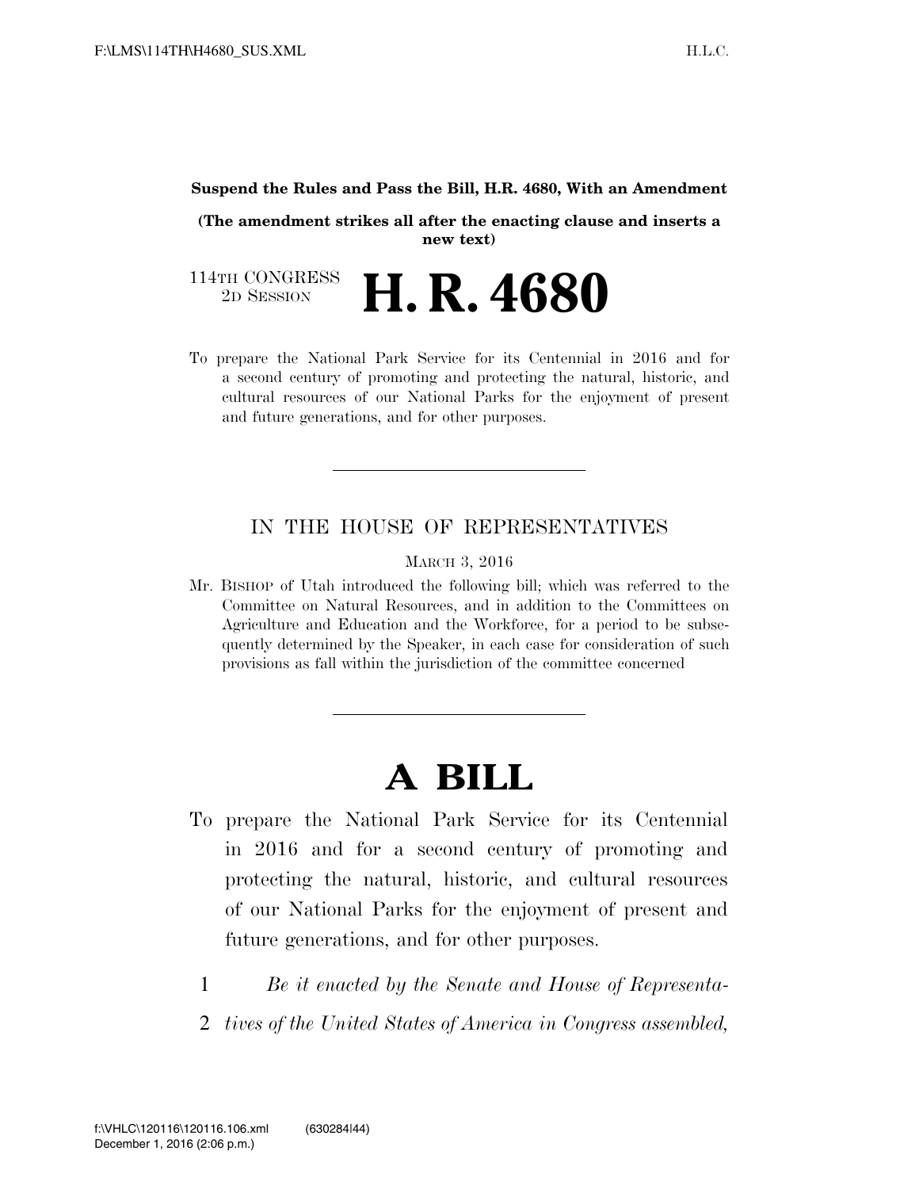**Suspend the Rules and Pass the Bill, H.R. 4680, With an Amendment**

**(The amendment strikes all after the enacting clause and inserts a new text)**

114TH CONGRESS
2D SESSION

# H. R. 4680

To prepare the National Park Service for its Centennial in 2016 and for a second century of promoting and protecting the natural, historic, and cultural resources of our National Parks for the enjoyment of present and future generations, and for other purposes.

---

IN THE HOUSE OF REPRESENTATIVES

MARCH 3, 2016

Mr. BISHOP of Utah introduced the following bill; which was referred to the Committee on Natural Resources, and in addition to the Committees on Agriculture and Education and the Workforce, for a period to be subsequently determined by the Speaker, in each case for consideration of such provisions as fall within the jurisdiction of the committee concerned

---

# A BILL

To prepare the National Park Service for its Centennial in 2016 and for a second century of promoting and protecting the natural, historic, and cultural resources of our National Parks for the enjoyment of present and future generations, and for other purposes.

1 *Be it enacted by the Senate and House of Representa-*
2 *tives of the United States of America in Congress assembled,*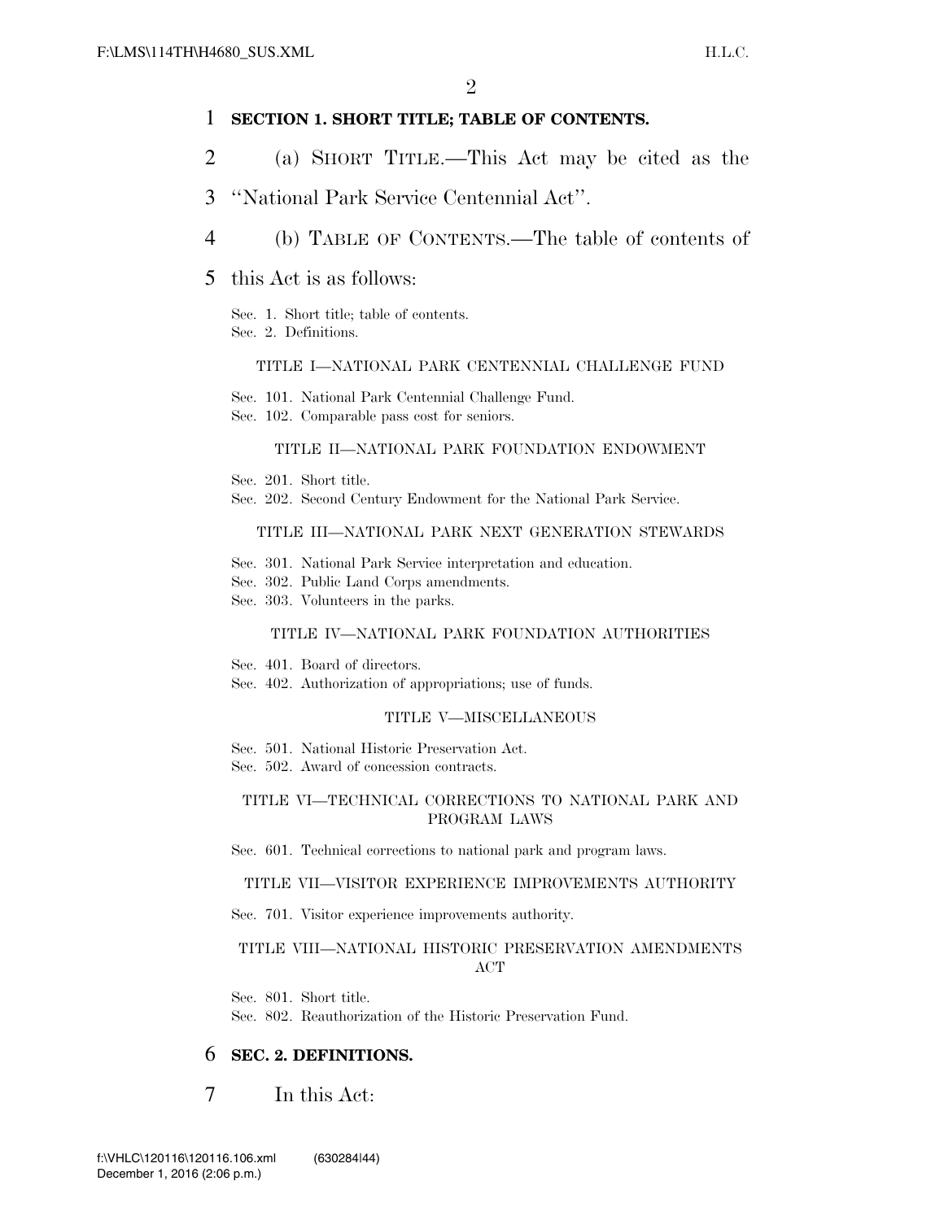**SECTION 1. SHORT TITLE; TABLE OF CONTENTS.**

(a) SHORT TITLE.—This Act may be cited as the "National Park Service Centennial Act".

(b) TABLE OF CONTENTS.—The table of contents of this Act is as follows:

Sec. 1. Short title; table of contents.
Sec. 2. Definitions.

TITLE I—NATIONAL PARK CENTENNIAL CHALLENGE FUND

Sec. 101. National Park Centennial Challenge Fund.
Sec. 102. Comparable pass cost for seniors.

TITLE II—NATIONAL PARK FOUNDATION ENDOWMENT

Sec. 201. Short title.
Sec. 202. Second Century Endowment for the National Park Service.

TITLE III—NATIONAL PARK NEXT GENERATION STEWARDS

Sec. 301. National Park Service interpretation and education.
Sec. 302. Public Land Corps amendments.
Sec. 303. Volunteers in the parks.

TITLE IV—NATIONAL PARK FOUNDATION AUTHORITIES

Sec. 401. Board of directors.
Sec. 402. Authorization of appropriations; use of funds.

TITLE V—MISCELLANEOUS

Sec. 501. National Historic Preservation Act.
Sec. 502. Award of concession contracts.

TITLE VI—TECHNICAL CORRECTIONS TO NATIONAL PARK AND PROGRAM LAWS

Sec. 601. Technical corrections to national park and program laws.

TITLE VII—VISITOR EXPERIENCE IMPROVEMENTS AUTHORITY

Sec. 701. Visitor experience improvements authority.

TITLE VIII—NATIONAL HISTORIC PRESERVATION AMENDMENTS ACT

Sec. 801. Short title.
Sec. 802. Reauthorization of the Historic Preservation Fund.

**SEC. 2. DEFINITIONS.**

In this Act: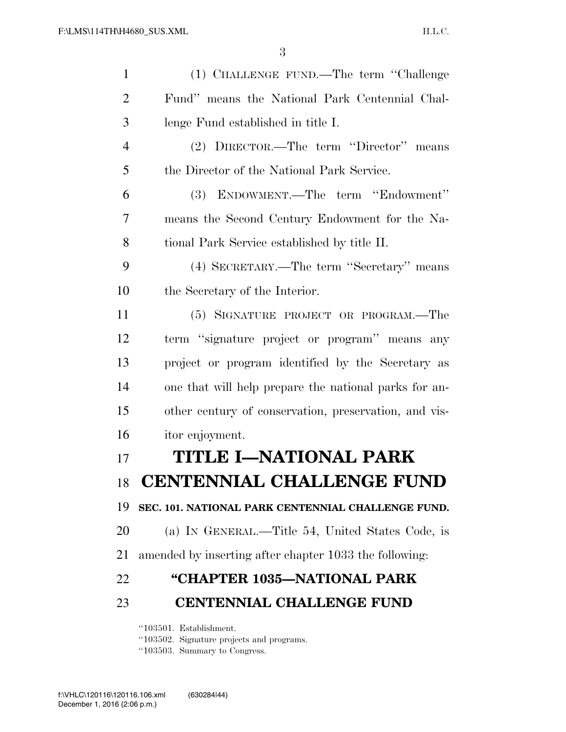(1) CHALLENGE FUND.—The term ''Challenge Fund'' means the National Park Centennial Challenge Fund established in title I.

(2) DIRECTOR.—The term ''Director'' means the Director of the National Park Service.

(3) ENDOWMENT.—The term ''Endowment'' means the Second Century Endowment for the National Park Service established by title II.

(4) SECRETARY.—The term ''Secretary'' means the Secretary of the Interior.

(5) SIGNATURE PROJECT OR PROGRAM.—The term ''signature project or program'' means any project or program identified by the Secretary as one that will help prepare the national parks for another century of conservation, preservation, and visitor enjoyment.

# TITLE I—NATIONAL PARK CENTENNIAL CHALLENGE FUND

**SEC. 101. NATIONAL PARK CENTENNIAL CHALLENGE FUND.**

(a) IN GENERAL.—Title 54, United States Code, is amended by inserting after chapter 1033 the following:

## ''CHAPTER 1035—NATIONAL PARK CENTENNIAL CHALLENGE FUND

''103501. Establishment.
''103502. Signature projects and programs.
''103503. Summary to Congress.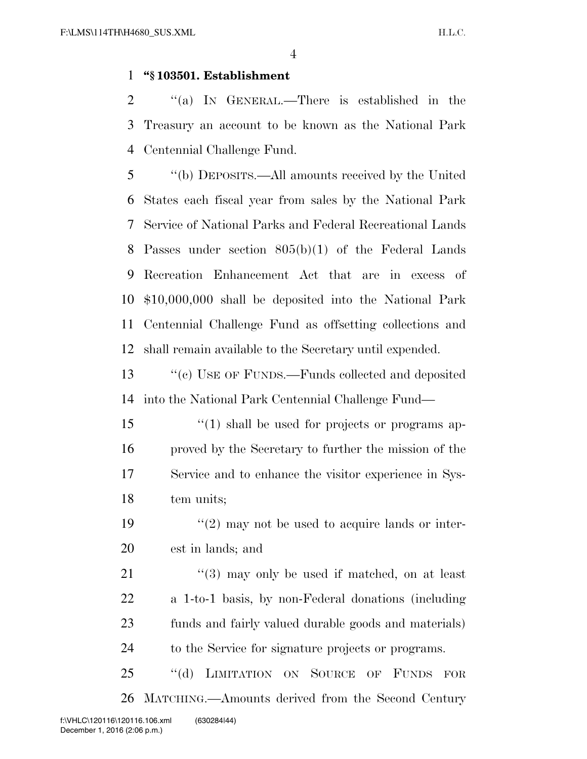**"§ 103501. Establishment**

"(a) IN GENERAL.—There is established in the Treasury an account to be known as the National Park Centennial Challenge Fund.

"(b) DEPOSITS.—All amounts received by the United States each fiscal year from sales by the National Park Service of National Parks and Federal Recreational Lands Passes under section 805(b)(1) of the Federal Lands Recreation Enhancement Act that are in excess of $10,000,000 shall be deposited into the National Park Centennial Challenge Fund as offsetting collections and shall remain available to the Secretary until expended.

"(c) USE OF FUNDS.—Funds collected and deposited into the National Park Centennial Challenge Fund—

"(1) shall be used for projects or programs approved by the Secretary to further the mission of the Service and to enhance the visitor experience in System units;

"(2) may not be used to acquire lands or interest in lands; and

"(3) may only be used if matched, on at least a 1-to-1 basis, by non-Federal donations (including funds and fairly valued durable goods and materials) to the Service for signature projects or programs.

"(d) LIMITATION ON SOURCE OF FUNDS FOR MATCHING.—Amounts derived from the Second Century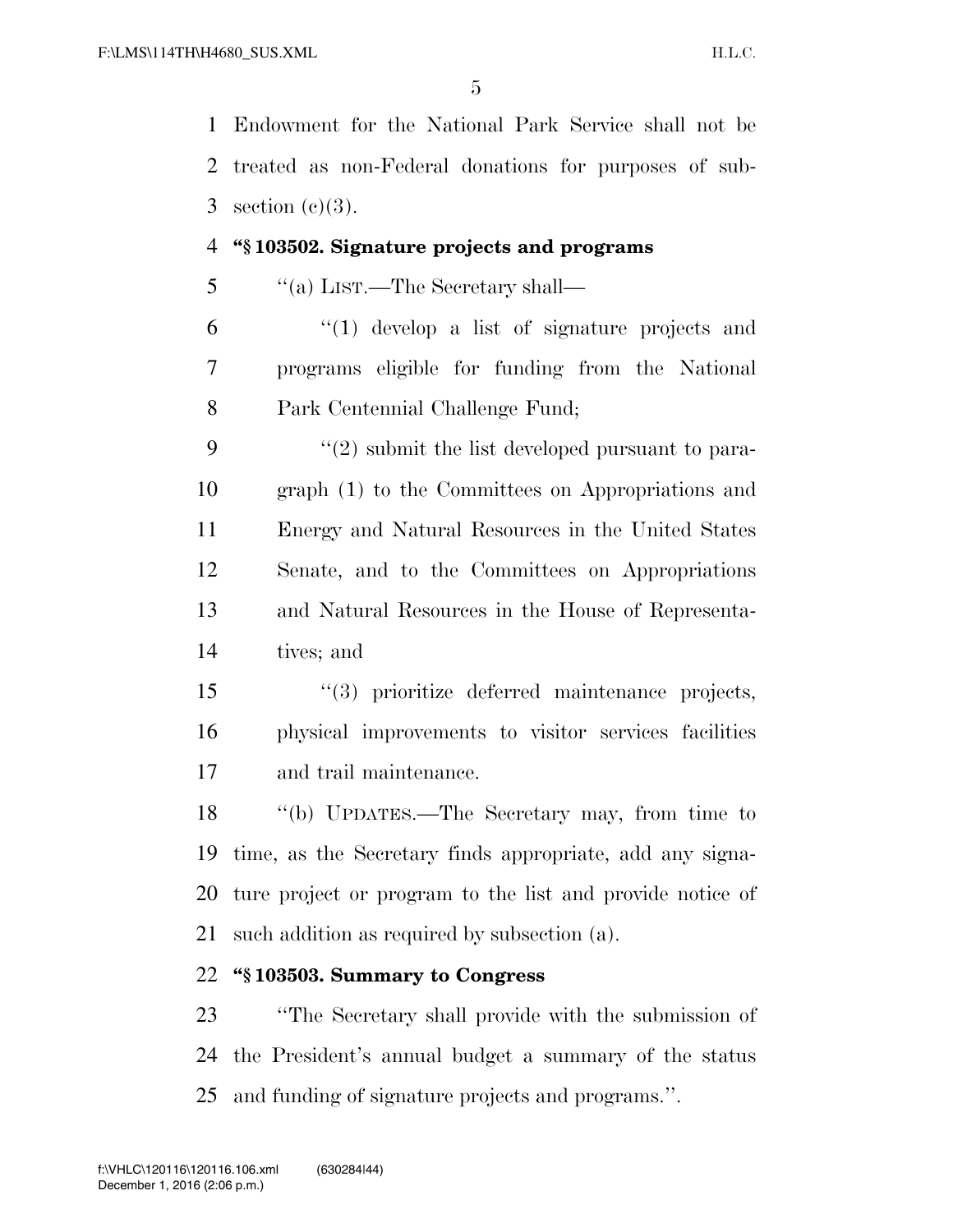Endowment for the National Park Service shall not be treated as non-Federal donations for purposes of subsection (c)(3).

**"§ 103502. Signature projects and programs**

"(a) LIST.—The Secretary shall—

"(1) develop a list of signature projects and programs eligible for funding from the National Park Centennial Challenge Fund;

"(2) submit the list developed pursuant to paragraph (1) to the Committees on Appropriations and Energy and Natural Resources in the United States Senate, and to the Committees on Appropriations and Natural Resources in the House of Representatives; and

"(3) prioritize deferred maintenance projects, physical improvements to visitor services facilities and trail maintenance.

"(b) UPDATES.—The Secretary may, from time to time, as the Secretary finds appropriate, add any signature project or program to the list and provide notice of such addition as required by subsection (a).

**"§ 103503. Summary to Congress**

"The Secretary shall provide with the submission of the President's annual budget a summary of the status and funding of signature projects and programs.".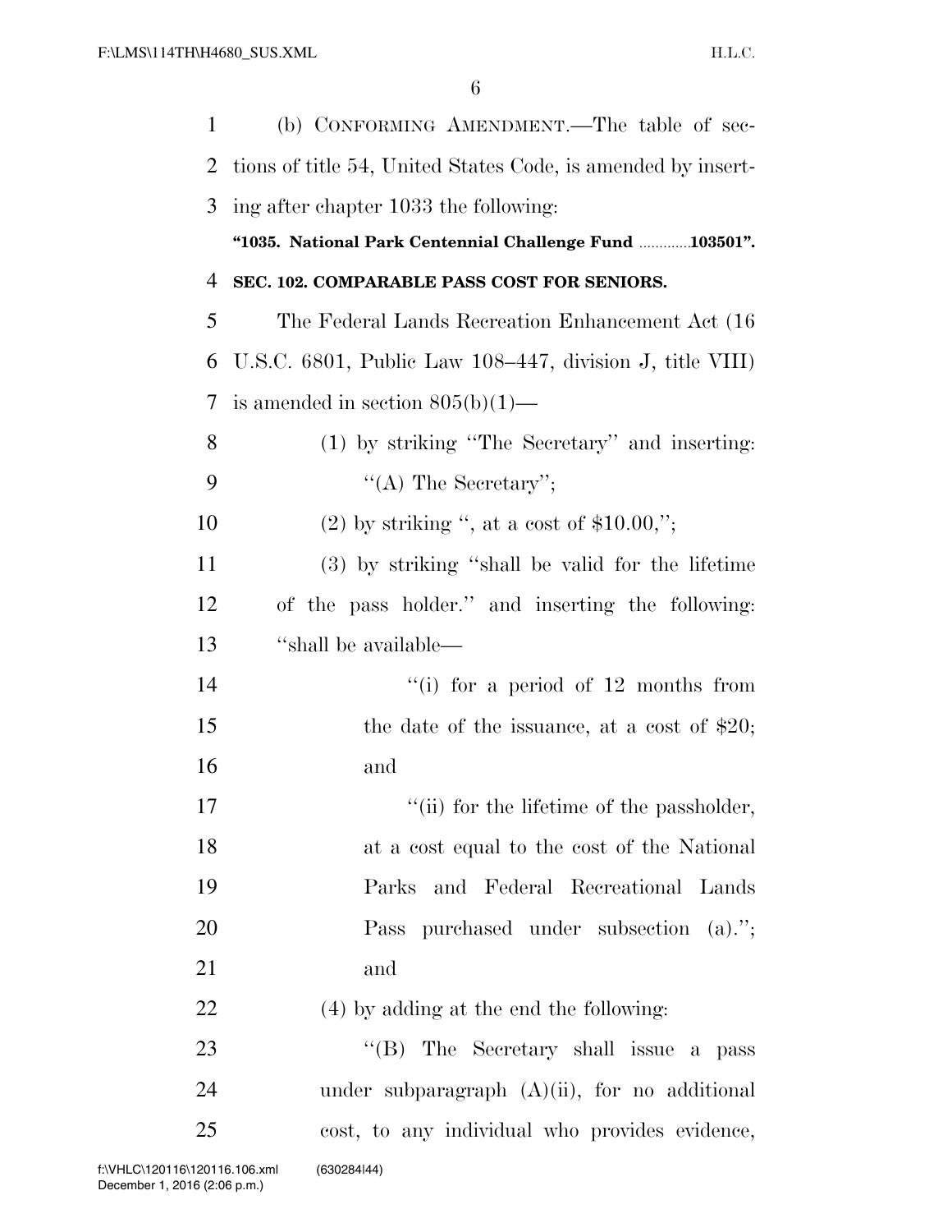(b) CONFORMING AMENDMENT.—The table of sections of title 54, United States Code, is amended by inserting after chapter 1033 the following:

**"1035. National Park Centennial Challenge Fund ............103501".**

**SEC. 102. COMPARABLE PASS COST FOR SENIORS.**

The Federal Lands Recreation Enhancement Act (16 U.S.C. 6801, Public Law 108–447, division J, title VIII) is amended in section 805(b)(1)—

(1) by striking "The Secretary" and inserting: "(A) The Secretary";

(2) by striking ", at a cost of $10.00,";

(3) by striking "shall be valid for the lifetime of the pass holder." and inserting the following: "shall be available—

"(i) for a period of 12 months from the date of the issuance, at a cost of $20; and

"(ii) for the lifetime of the passholder, at a cost equal to the cost of the National Parks and Federal Recreational Lands Pass purchased under subsection (a)."; and

(4) by adding at the end the following:

"(B) The Secretary shall issue a pass under subparagraph (A)(ii), for no additional cost, to any individual who provides evidence,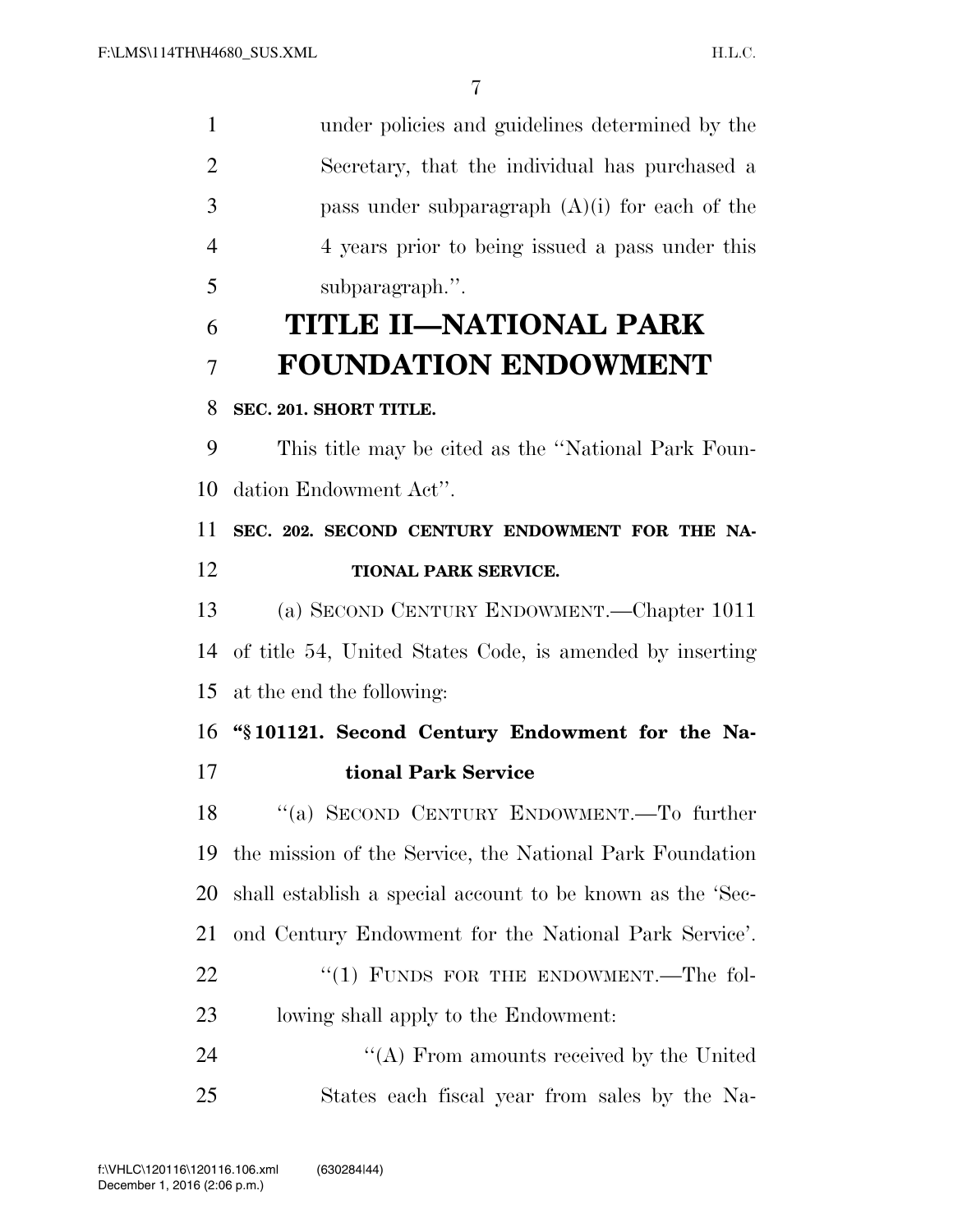under policies and guidelines determined by the Secretary, that the individual has purchased a pass under subparagraph (A)(i) for each of the 4 years prior to being issued a pass under this subparagraph.''.

# TITLE II—NATIONAL PARK FOUNDATION ENDOWMENT

**SEC. 201. SHORT TITLE.**

This title may be cited as the ''National Park Foundation Endowment Act''.

**SEC. 202. SECOND CENTURY ENDOWMENT FOR THE NATIONAL PARK SERVICE.**

(a) SECOND CENTURY ENDOWMENT.—Chapter 1011 of title 54, United States Code, is amended by inserting at the end the following:

**''§ 101121. Second Century Endowment for the National Park Service**

''(a) SECOND CENTURY ENDOWMENT.—To further the mission of the Service, the National Park Foundation shall establish a special account to be known as the 'Second Century Endowment for the National Park Service'.

''(1) FUNDS FOR THE ENDOWMENT.—The following shall apply to the Endowment:

''(A) From amounts received by the United States each fiscal year from sales by the Na-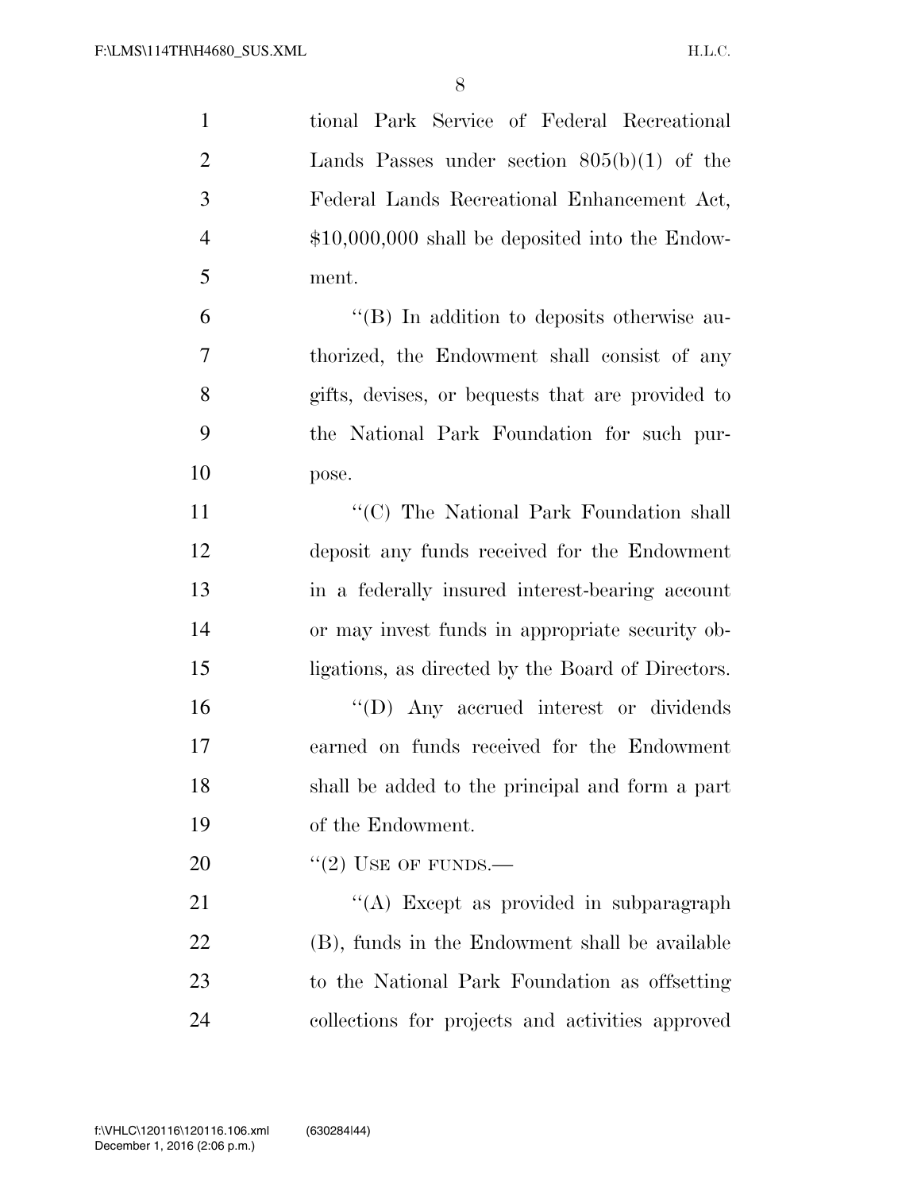tional Park Service of Federal Recreational Lands Passes under section 805(b)(1) of the Federal Lands Recreational Enhancement Act, $10,000,000 shall be deposited into the Endowment.

"(B) In addition to deposits otherwise authorized, the Endowment shall consist of any gifts, devises, or bequests that are provided to the National Park Foundation for such purpose.

"(C) The National Park Foundation shall deposit any funds received for the Endowment in a federally insured interest-bearing account or may invest funds in appropriate security obligations, as directed by the Board of Directors.

"(D) Any accrued interest or dividends earned on funds received for the Endowment shall be added to the principal and form a part of the Endowment.

"(2) USE OF FUNDS.—

"(A) Except as provided in subparagraph (B), funds in the Endowment shall be available to the National Park Foundation as offsetting collections for projects and activities approved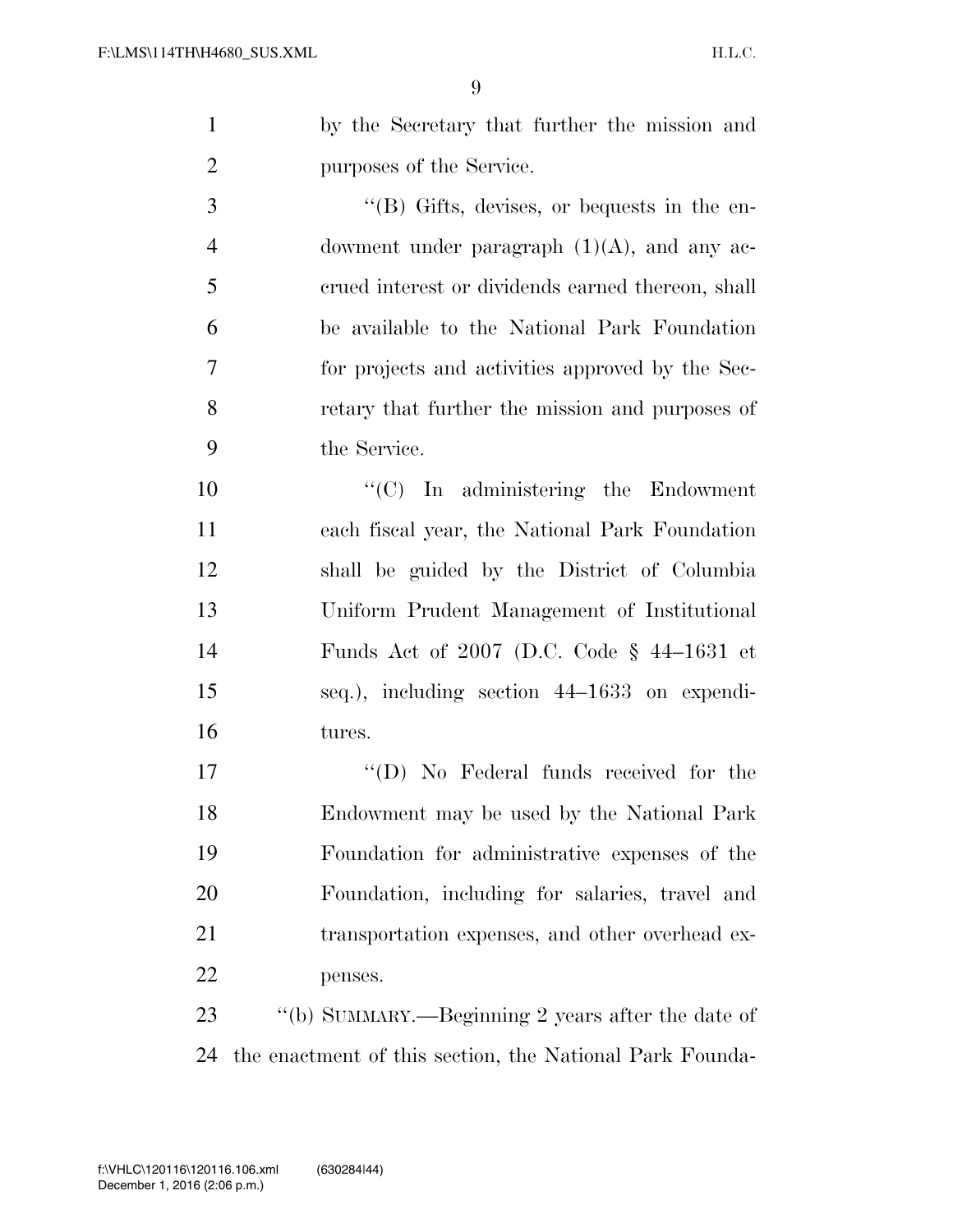by the Secretary that further the mission and purposes of the Service.

"(B) Gifts, devises, or bequests in the endowment under paragraph (1)(A), and any accrued interest or dividends earned thereon, shall be available to the National Park Foundation for projects and activities approved by the Secretary that further the mission and purposes of the Service.

"(C) In administering the Endowment each fiscal year, the National Park Foundation shall be guided by the District of Columbia Uniform Prudent Management of Institutional Funds Act of 2007 (D.C. Code § 44–1631 et seq.), including section 44–1633 on expenditures.

"(D) No Federal funds received for the Endowment may be used by the National Park Foundation for administrative expenses of the Foundation, including for salaries, travel and transportation expenses, and other overhead expenses.

"(b) SUMMARY.—Beginning 2 years after the date of the enactment of this section, the National Park Founda-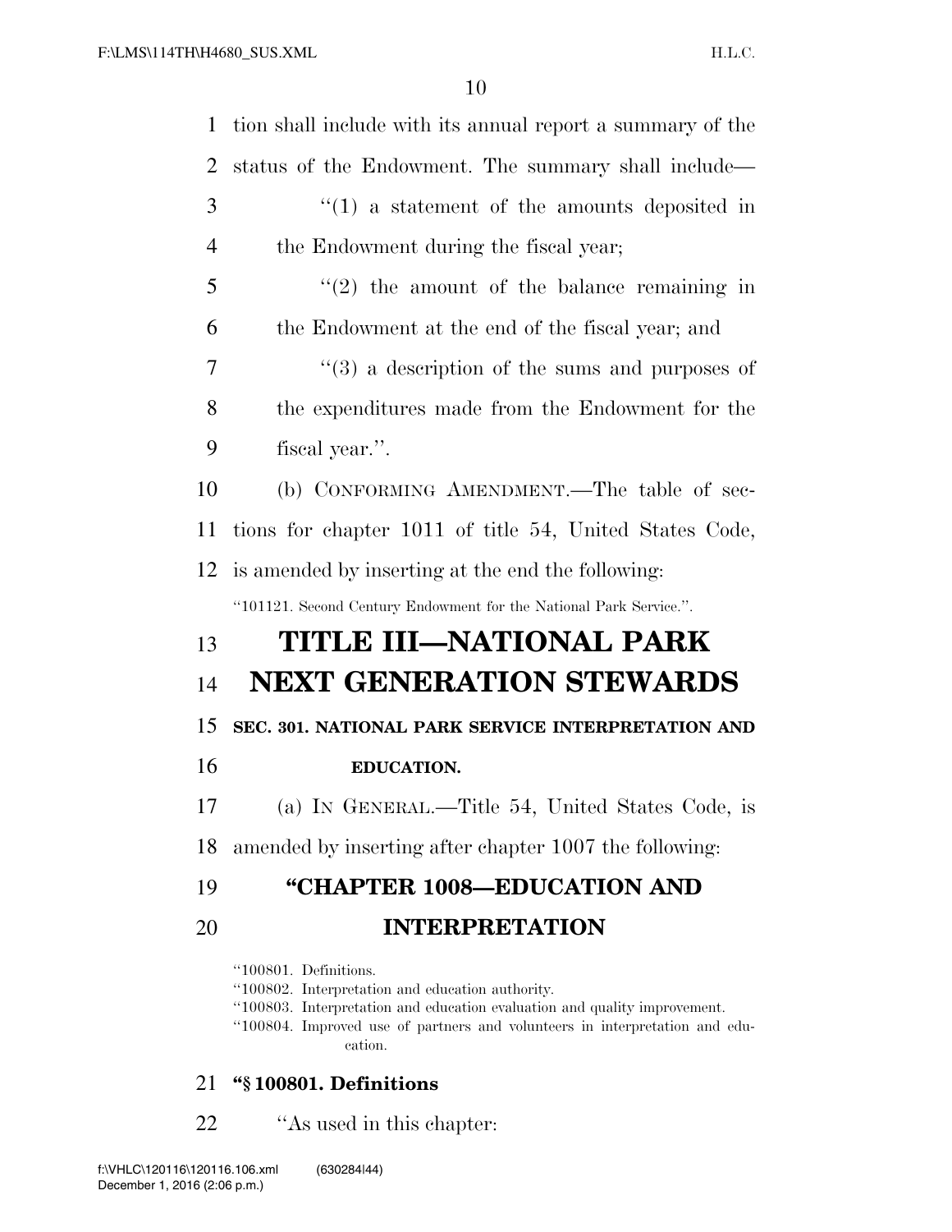tion shall include with its annual report a summary of the status of the Endowment. The summary shall include—

"(1) a statement of the amounts deposited in the Endowment during the fiscal year;

"(2) the amount of the balance remaining in the Endowment at the end of the fiscal year; and

"(3) a description of the sums and purposes of the expenditures made from the Endowment for the fiscal year.".

(b) CONFORMING AMENDMENT.—The table of sections for chapter 1011 of title 54, United States Code, is amended by inserting at the end the following:

"101121. Second Century Endowment for the National Park Service.".

# TITLE III—NATIONAL PARK NEXT GENERATION STEWARDS

### SEC. 301. NATIONAL PARK SERVICE INTERPRETATION AND EDUCATION.

(a) IN GENERAL.—Title 54, United States Code, is amended by inserting after chapter 1007 the following:

## "CHAPTER 1008—EDUCATION AND INTERPRETATION

"100801. Definitions.
"100802. Interpretation and education authority.
"100803. Interpretation and education evaluation and quality improvement.
"100804. Improved use of partners and volunteers in interpretation and education.

### "§ 100801. Definitions

"As used in this chapter: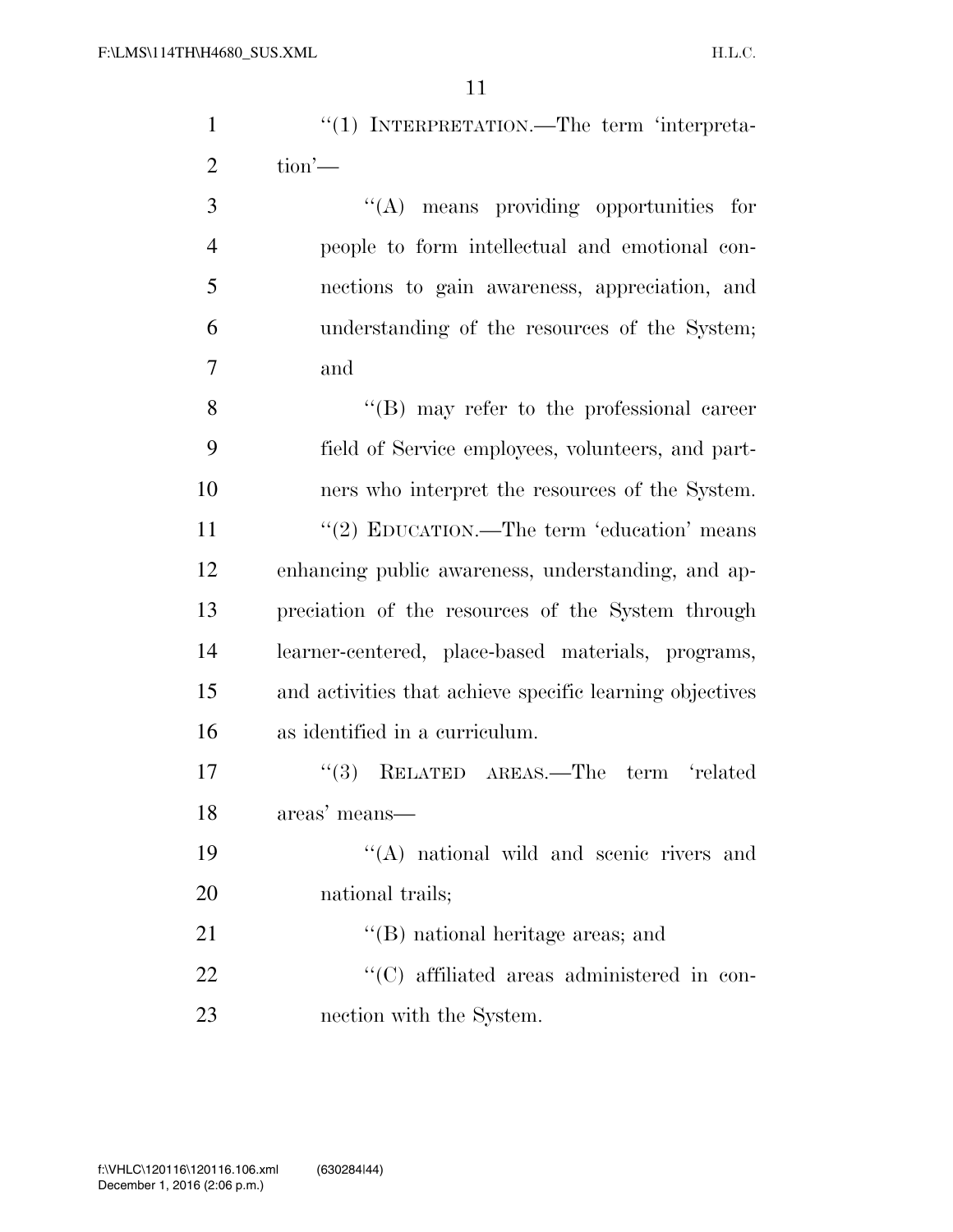"(1) INTERPRETATION.—The term 'interpretation'—

"(A) means providing opportunities for people to form intellectual and emotional connections to gain awareness, appreciation, and understanding of the resources of the System; and

"(B) may refer to the professional career field of Service employees, volunteers, and partners who interpret the resources of the System.

"(2) EDUCATION.—The term 'education' means enhancing public awareness, understanding, and appreciation of the resources of the System through learner-centered, place-based materials, programs, and activities that achieve specific learning objectives as identified in a curriculum.

"(3) RELATED AREAS.—The term 'related areas' means—

"(A) national wild and scenic rivers and national trails;

"(B) national heritage areas; and

"(C) affiliated areas administered in connection with the System.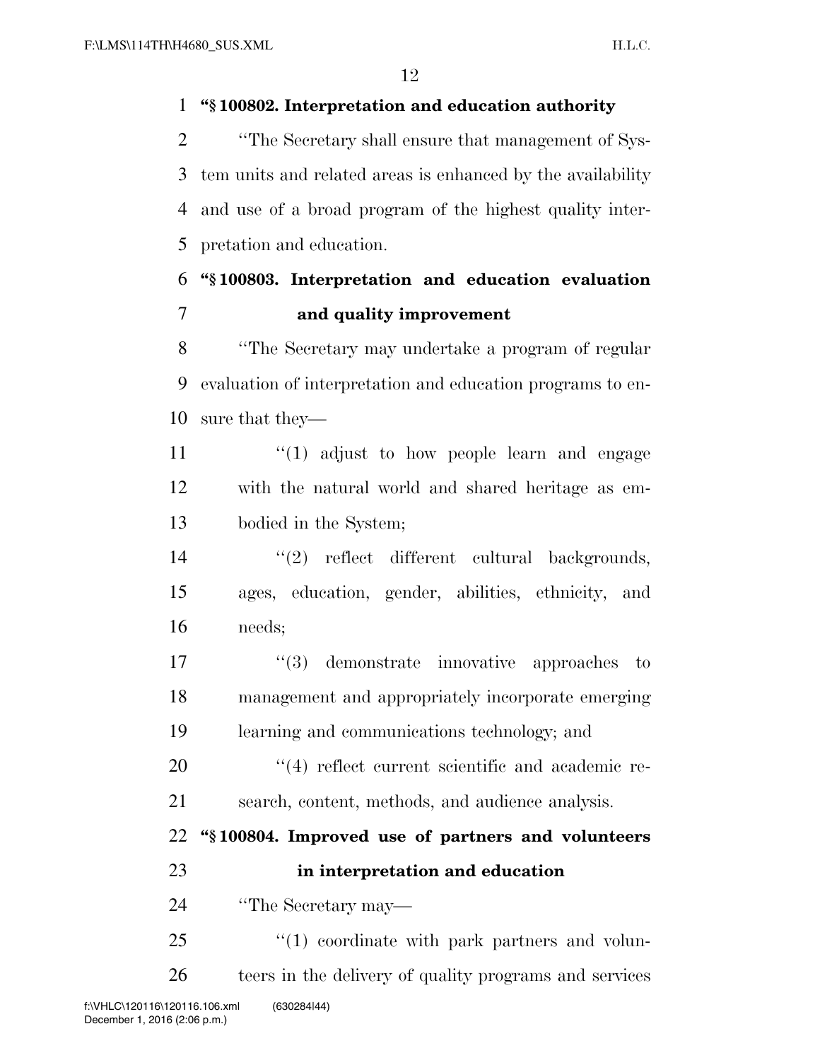**"§ 100802. Interpretation and education authority**

"The Secretary shall ensure that management of System units and related areas is enhanced by the availability and use of a broad program of the highest quality interpretation and education.

**"§ 100803. Interpretation and education evaluation and quality improvement**

"The Secretary may undertake a program of regular evaluation of interpretation and education programs to ensure that they—

"(1) adjust to how people learn and engage with the natural world and shared heritage as embodied in the System;

"(2) reflect different cultural backgrounds, ages, education, gender, abilities, ethnicity, and needs;

"(3) demonstrate innovative approaches to management and appropriately incorporate emerging learning and communications technology; and

"(4) reflect current scientific and academic research, content, methods, and audience analysis.

**"§ 100804. Improved use of partners and volunteers in interpretation and education**

"The Secretary may—

"(1) coordinate with park partners and volunteers in the delivery of quality programs and services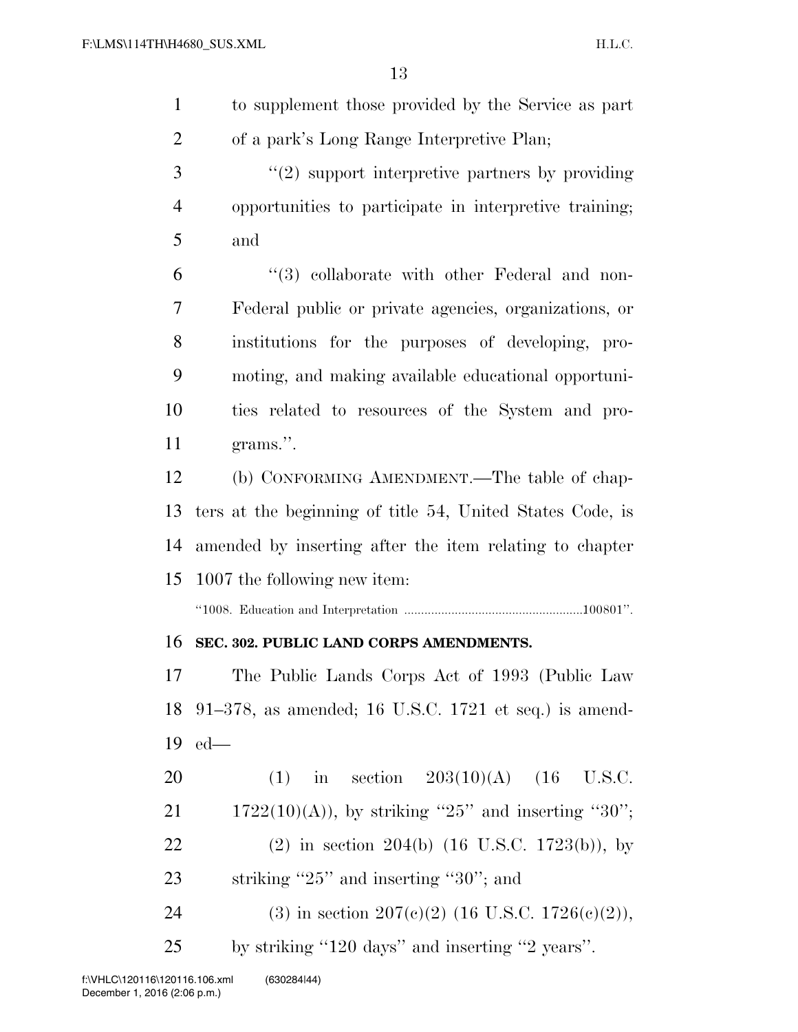to supplement those provided by the Service as part of a park's Long Range Interpretive Plan;

"(2) support interpretive partners by providing opportunities to participate in interpretive training; and

"(3) collaborate with other Federal and non-Federal public or private agencies, organizations, or institutions for the purposes of developing, promoting, and making available educational opportunities related to resources of the System and programs.".

(b) CONFORMING AMENDMENT.—The table of chapters at the beginning of title 54, United States Code, is amended by inserting after the item relating to chapter 1007 the following new item:

"1008. Education and Interpretation ....................................................100801".

**SEC. 302. PUBLIC LAND CORPS AMENDMENTS.**

The Public Lands Corps Act of 1993 (Public Law 91–378, as amended; 16 U.S.C. 1721 et seq.) is amended—

(1) in section 203(10)(A) (16 U.S.C. 1722(10)(A)), by striking "25" and inserting "30";

(2) in section 204(b) (16 U.S.C. 1723(b)), by striking "25" and inserting "30"; and

(3) in section 207(c)(2) (16 U.S.C. 1726(c)(2)), by striking "120 days" and inserting "2 years".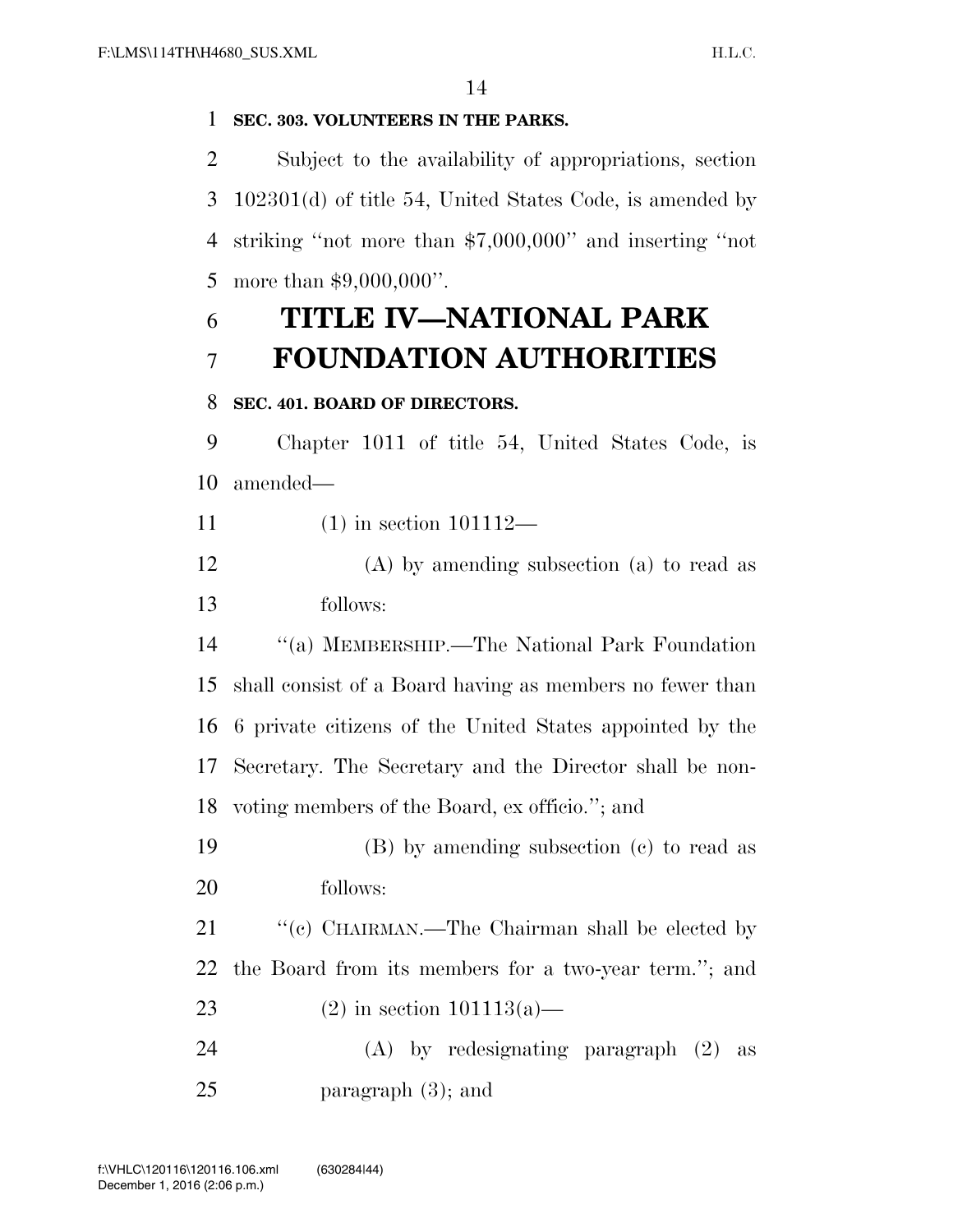**SEC. 303. VOLUNTEERS IN THE PARKS.**

Subject to the availability of appropriations, section 102301(d) of title 54, United States Code, is amended by striking ''not more than $7,000,000'' and inserting ''not more than $9,000,000''.

# TITLE IV—NATIONAL PARK FOUNDATION AUTHORITIES

**SEC. 401. BOARD OF DIRECTORS.**

Chapter 1011 of title 54, United States Code, is amended—

(1) in section 101112—

(A) by amending subsection (a) to read as follows:

''(a) MEMBERSHIP.—The National Park Foundation shall consist of a Board having as members no fewer than 6 private citizens of the United States appointed by the Secretary. The Secretary and the Director shall be non-voting members of the Board, ex officio.''; and

(B) by amending subsection (c) to read as follows:

''(c) CHAIRMAN.—The Chairman shall be elected by the Board from its members for a two-year term.''; and

(2) in section 101113(a)—

(A) by redesignating paragraph (2) as paragraph (3); and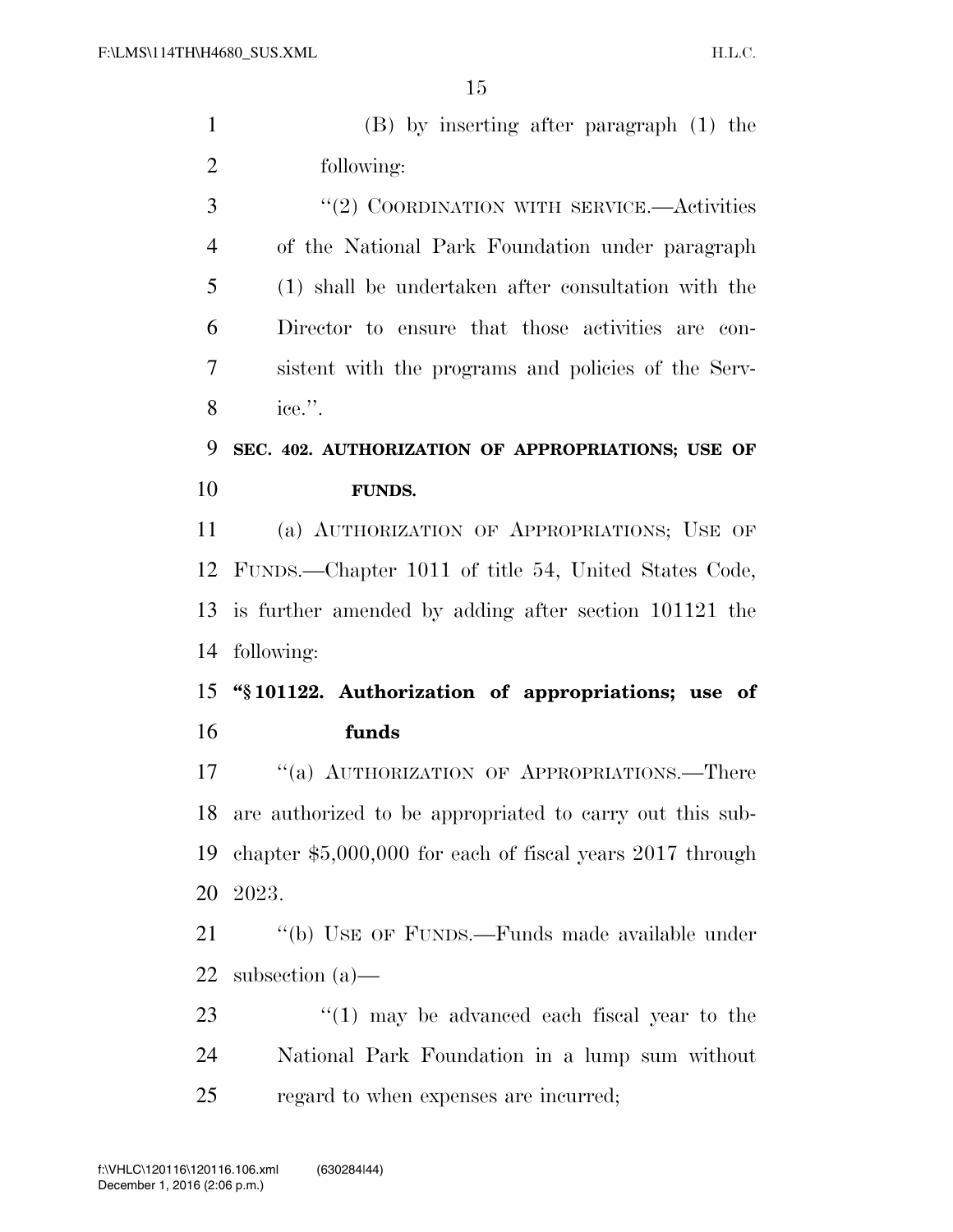(B) by inserting after paragraph (1) the following:

"(2) COORDINATION WITH SERVICE.—Activities of the National Park Foundation under paragraph (1) shall be undertaken after consultation with the Director to ensure that those activities are consistent with the programs and policies of the Service.".

**SEC. 402. AUTHORIZATION OF APPROPRIATIONS; USE OF FUNDS.**

(a) AUTHORIZATION OF APPROPRIATIONS; USE OF FUNDS.—Chapter 1011 of title 54, United States Code, is further amended by adding after section 101121 the following:

**"§ 101122. Authorization of appropriations; use of funds**

"(a) AUTHORIZATION OF APPROPRIATIONS.—There are authorized to be appropriated to carry out this subchapter $5,000,000 for each of fiscal years 2017 through 2023.

"(b) USE OF FUNDS.—Funds made available under subsection (a)—

"(1) may be advanced each fiscal year to the National Park Foundation in a lump sum without regard to when expenses are incurred;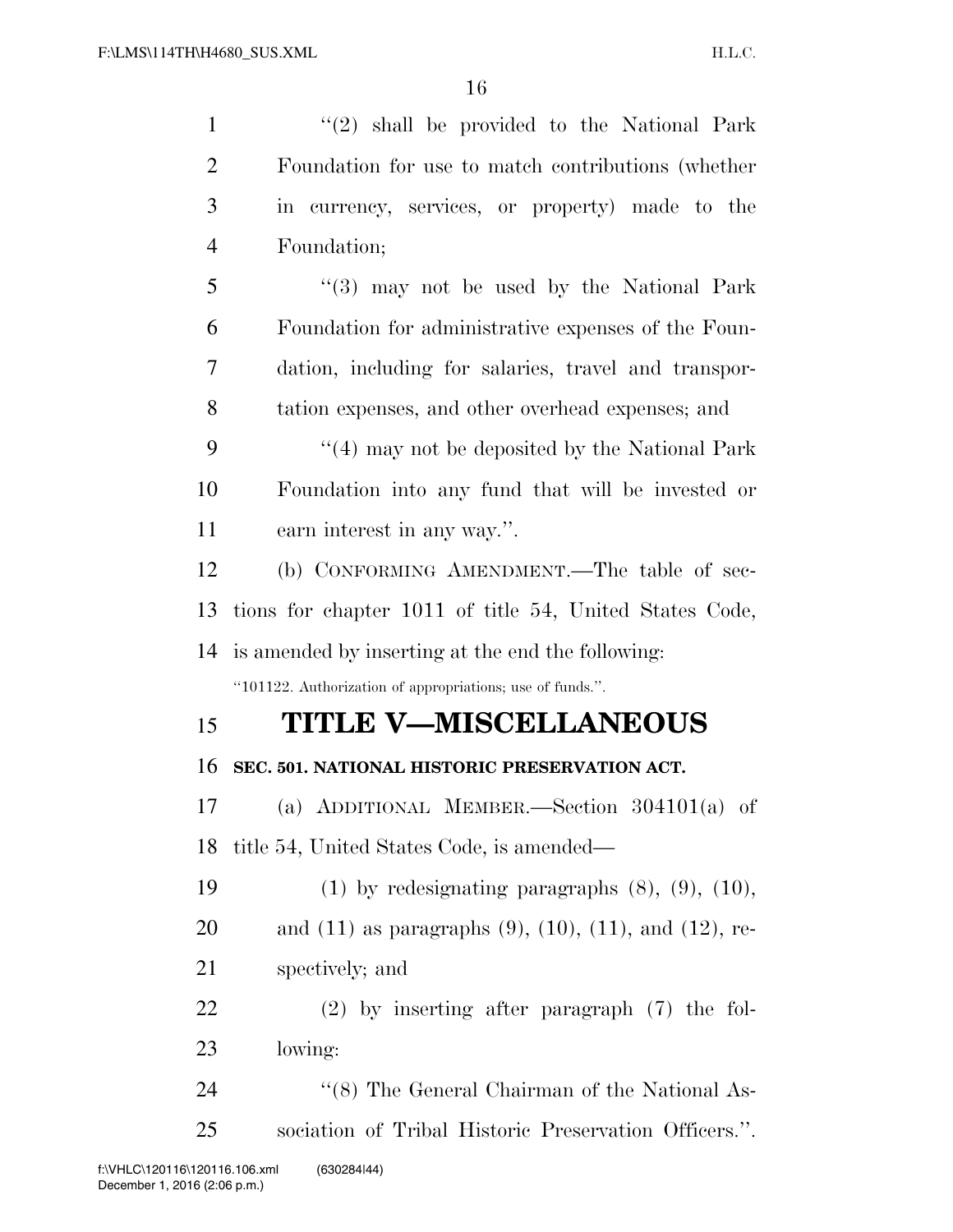"(2) shall be provided to the National Park Foundation for use to match contributions (whether in currency, services, or property) made to the Foundation;

"(3) may not be used by the National Park Foundation for administrative expenses of the Foundation, including for salaries, travel and transportation expenses, and other overhead expenses; and

"(4) may not be deposited by the National Park Foundation into any fund that will be invested or earn interest in any way.".

(b) CONFORMING AMENDMENT.—The table of sections for chapter 1011 of title 54, United States Code, is amended by inserting at the end the following:

"101122. Authorization of appropriations; use of funds.".

# TITLE V—MISCELLANEOUS

### SEC. 501. NATIONAL HISTORIC PRESERVATION ACT.

(a) ADDITIONAL MEMBER.—Section 304101(a) of title 54, United States Code, is amended—

(1) by redesignating paragraphs (8), (9), (10), and (11) as paragraphs (9), (10), (11), and (12), respectively; and

(2) by inserting after paragraph (7) the following:

"(8) The General Chairman of the National Association of Tribal Historic Preservation Officers.".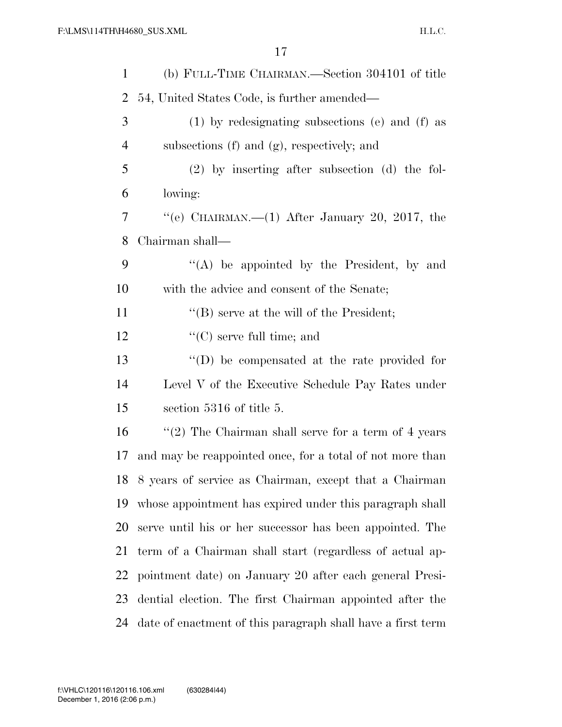(b) FULL-TIME CHAIRMAN.—Section 304101 of title 54, United States Code, is further amended—

(1) by redesignating subsections (e) and (f) as subsections (f) and (g), respectively; and

(2) by inserting after subsection (d) the following:

"(e) CHAIRMAN.—(1) After January 20, 2017, the Chairman shall—

"(A) be appointed by the President, by and with the advice and consent of the Senate;

"(B) serve at the will of the President;

"(C) serve full time; and

"(D) be compensated at the rate provided for Level V of the Executive Schedule Pay Rates under section 5316 of title 5.

"(2) The Chairman shall serve for a term of 4 years and may be reappointed once, for a total of not more than 8 years of service as Chairman, except that a Chairman whose appointment has expired under this paragraph shall serve until his or her successor has been appointed. The term of a Chairman shall start (regardless of actual appointment date) on January 20 after each general Presidential election. The first Chairman appointed after the date of enactment of this paragraph shall have a first term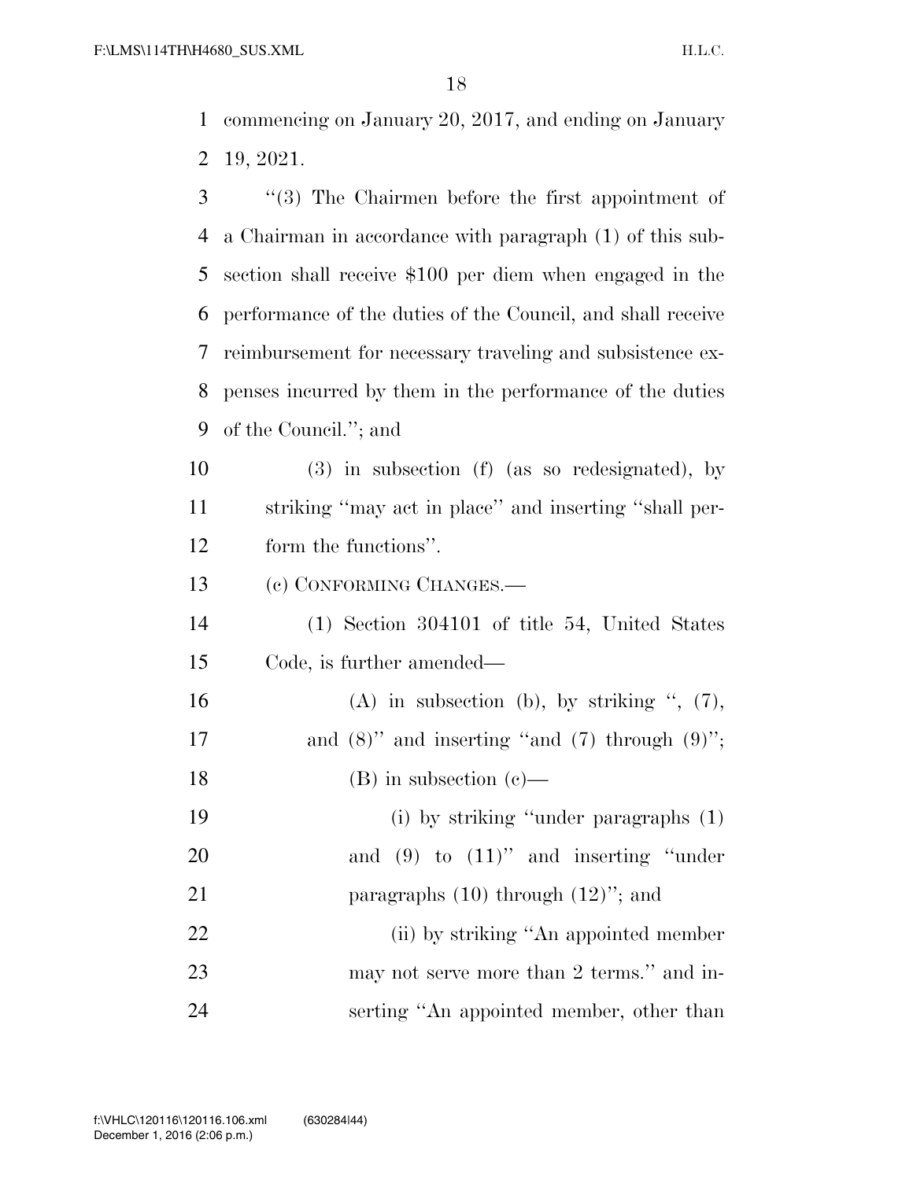commencing on January 20, 2017, and ending on January 19, 2021.

"(3) The Chairmen before the first appointment of a Chairman in accordance with paragraph (1) of this subsection shall receive $100 per diem when engaged in the performance of the duties of the Council, and shall receive reimbursement for necessary traveling and subsistence expenses incurred by them in the performance of the duties of the Council."; and

(3) in subsection (f) (as so redesignated), by striking "may act in place" and inserting "shall perform the functions".

(c) CONFORMING CHANGES.—

(1) Section 304101 of title 54, United States Code, is further amended—

(A) in subsection (b), by striking ", (7), and (8)" and inserting "and (7) through (9)";

(B) in subsection (c)—

(i) by striking "under paragraphs (1) and (9) to (11)" and inserting "under paragraphs (10) through (12)"; and

(ii) by striking "An appointed member may not serve more than 2 terms." and inserting "An appointed member, other than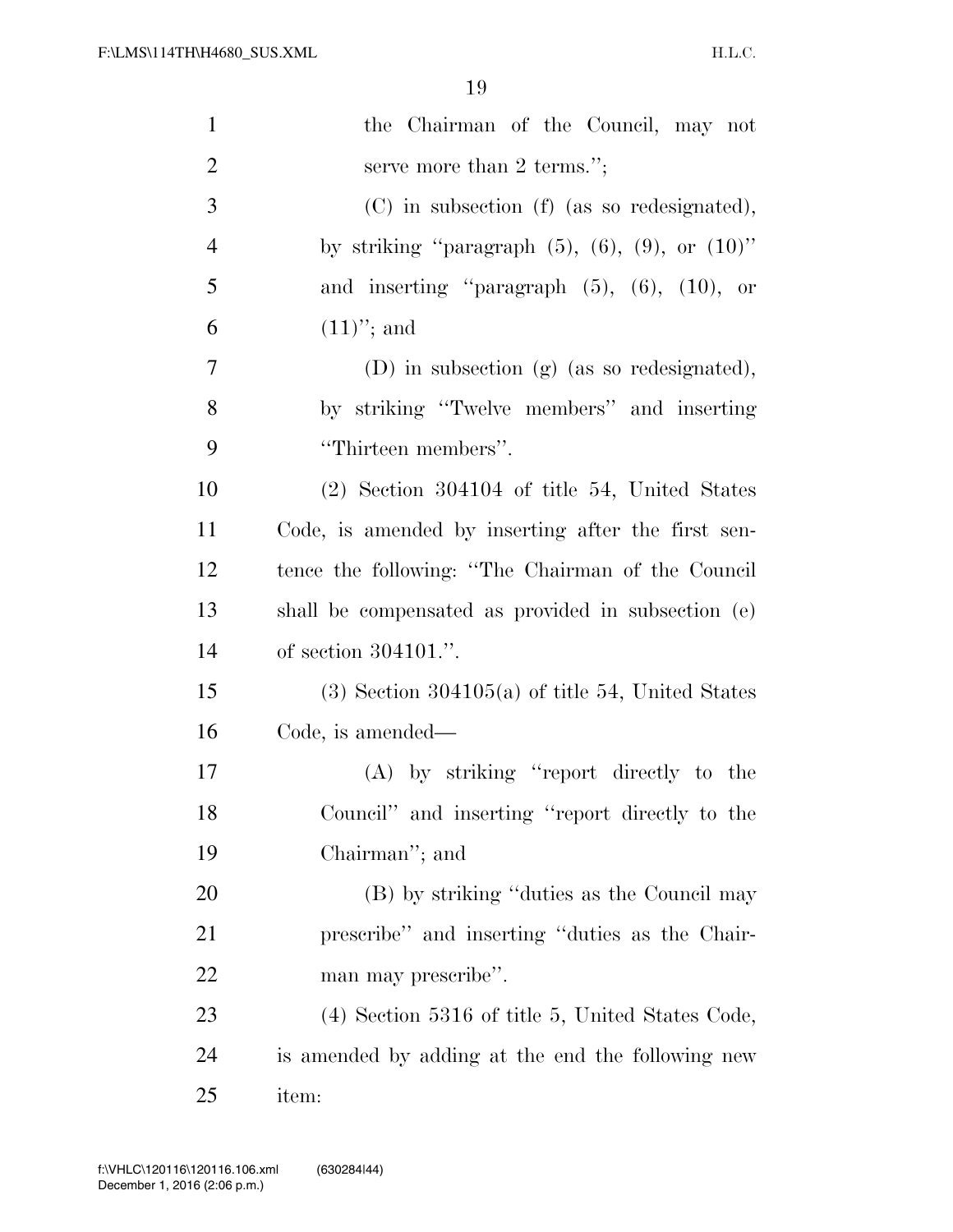the Chairman of the Council, may not serve more than 2 terms.'';

(C) in subsection (f) (as so redesignated), by striking ''paragraph (5), (6), (9), or (10)'' and inserting ''paragraph (5), (6), (10), or (11)''; and

(D) in subsection (g) (as so redesignated), by striking ''Twelve members'' and inserting ''Thirteen members''.

(2) Section 304104 of title 54, United States Code, is amended by inserting after the first sentence the following: ''The Chairman of the Council shall be compensated as provided in subsection (e) of section 304101.''.

(3) Section 304105(a) of title 54, United States Code, is amended—

(A) by striking ''report directly to the Council'' and inserting ''report directly to the Chairman''; and

(B) by striking ''duties as the Council may prescribe'' and inserting ''duties as the Chairman may prescribe''.

(4) Section 5316 of title 5, United States Code, is amended by adding at the end the following new item: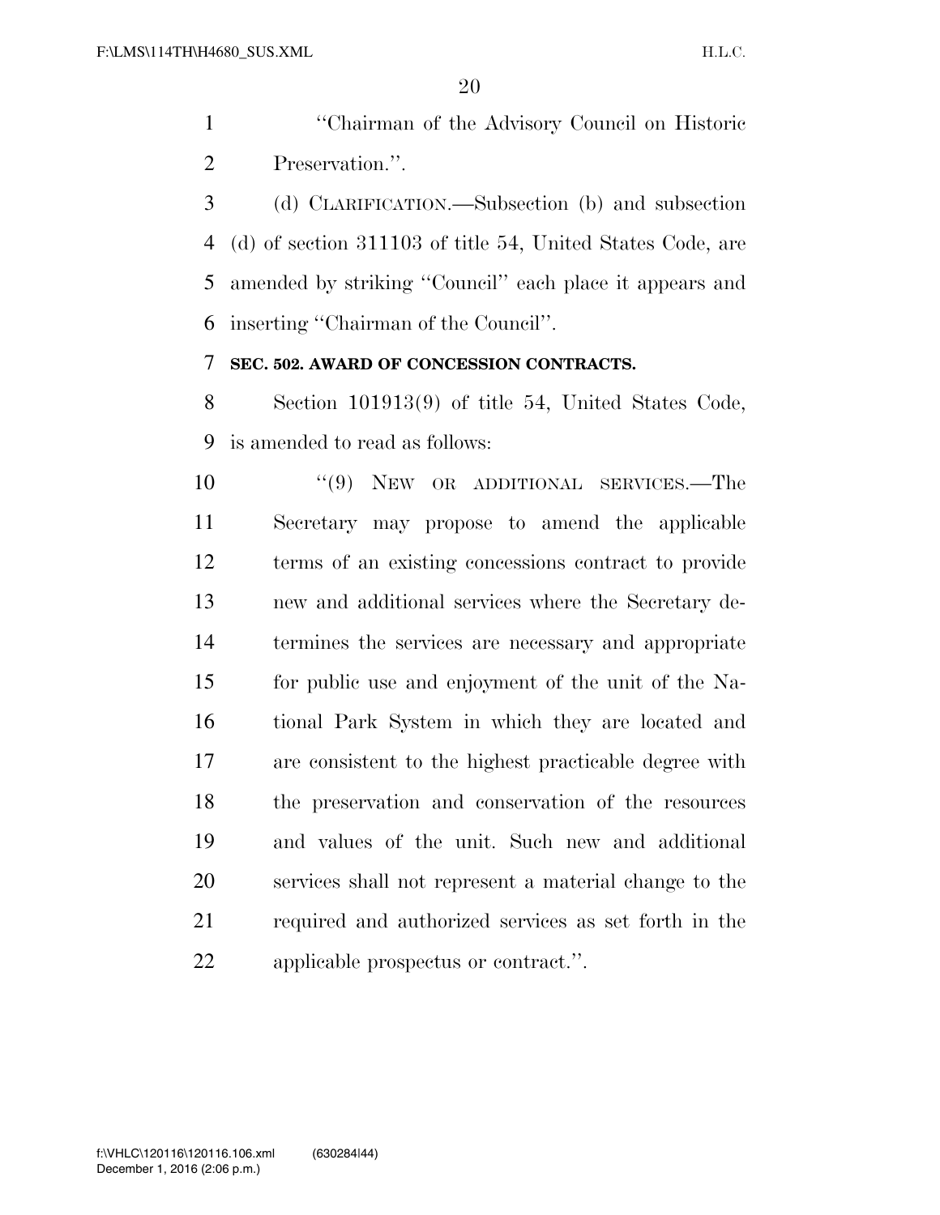"Chairman of the Advisory Council on Historic Preservation.".

(d) CLARIFICATION.—Subsection (b) and subsection (d) of section 311103 of title 54, United States Code, are amended by striking "Council" each place it appears and inserting "Chairman of the Council".

**SEC. 502. AWARD OF CONCESSION CONTRACTS.**

Section 101913(9) of title 54, United States Code, is amended to read as follows:

"(9) NEW OR ADDITIONAL SERVICES.—The Secretary may propose to amend the applicable terms of an existing concessions contract to provide new and additional services where the Secretary determines the services are necessary and appropriate for public use and enjoyment of the unit of the National Park System in which they are located and are consistent to the highest practicable degree with the preservation and conservation of the resources and values of the unit. Such new and additional services shall not represent a material change to the required and authorized services as set forth in the applicable prospectus or contract.".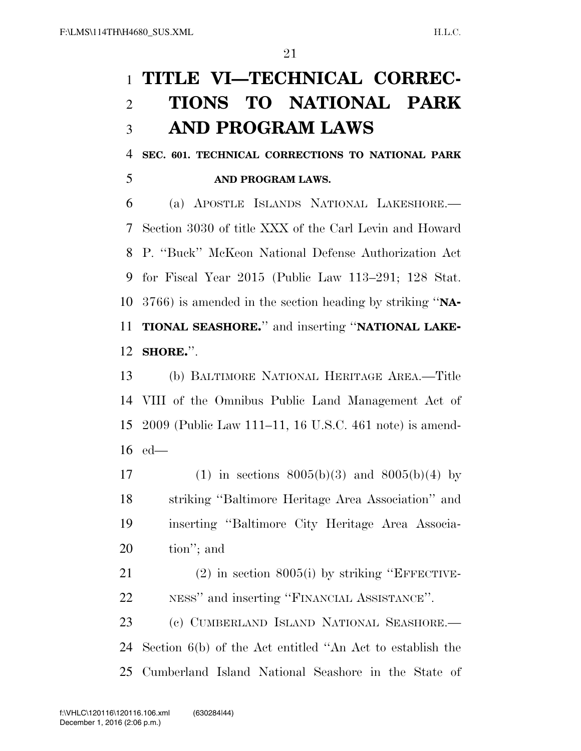# TITLE VI—TECHNICAL CORRECTIONS TO NATIONAL PARK AND PROGRAM LAWS

## SEC. 601. TECHNICAL CORRECTIONS TO NATIONAL PARK AND PROGRAM LAWS.

(a) APOSTLE ISLANDS NATIONAL LAKESHORE.—Section 3030 of title XXX of the Carl Levin and Howard P. "Buck" McKeon National Defense Authorization Act for Fiscal Year 2015 (Public Law 113–291; 128 Stat. 3766) is amended in the section heading by striking "**NATIONAL SEASHORE.**" and inserting "**NATIONAL LAKESHORE.**".

(b) BALTIMORE NATIONAL HERITAGE AREA.—Title VIII of the Omnibus Public Land Management Act of 2009 (Public Law 111–11, 16 U.S.C. 461 note) is amended—

(1) in sections 8005(b)(3) and 8005(b)(4) by striking "Baltimore Heritage Area Association" and inserting "Baltimore City Heritage Area Association"; and

(2) in section 8005(i) by striking "EFFECTIVENESS" and inserting "FINANCIAL ASSISTANCE".

(c) CUMBERLAND ISLAND NATIONAL SEASHORE.—Section 6(b) of the Act entitled "An Act to establish the Cumberland Island National Seashore in the State of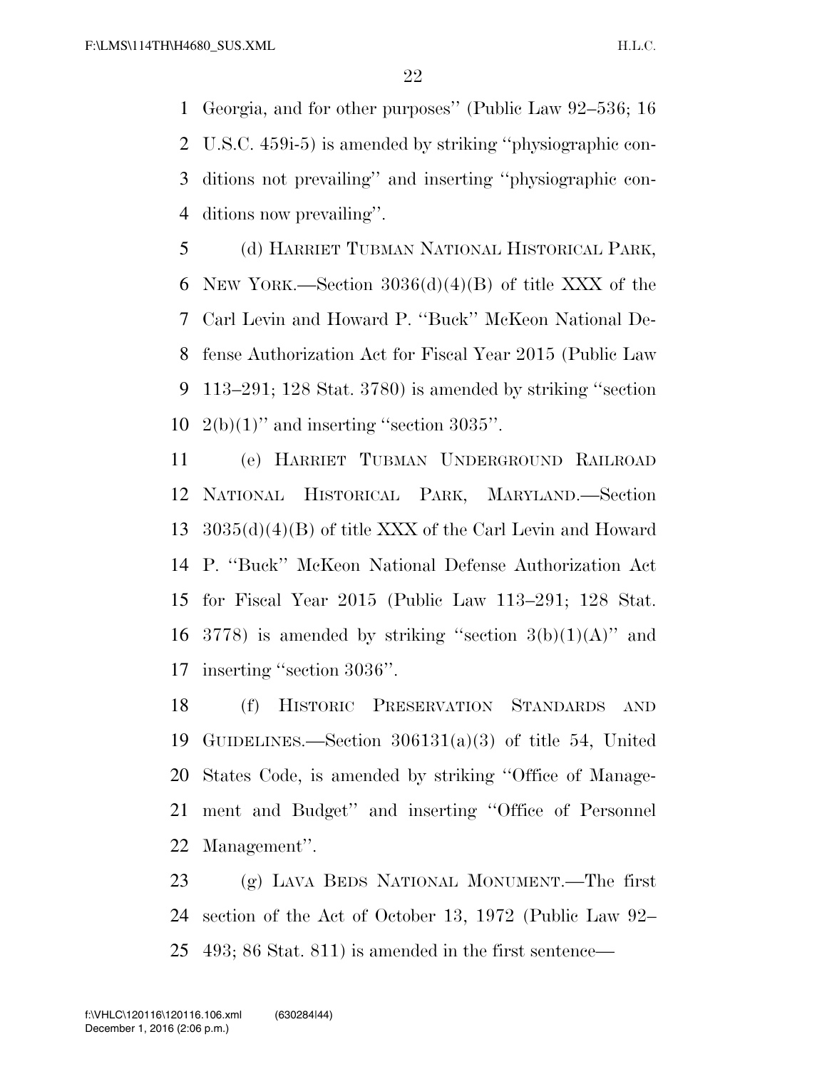Georgia, and for other purposes'' (Public Law 92–536; 16 U.S.C. 459i-5) is amended by striking ''physiographic conditions not prevailing'' and inserting ''physiographic conditions now prevailing''.

(d) HARRIET TUBMAN NATIONAL HISTORICAL PARK, NEW YORK.—Section 3036(d)(4)(B) of title XXX of the Carl Levin and Howard P. ''Buck'' McKeon National Defense Authorization Act for Fiscal Year 2015 (Public Law 113–291; 128 Stat. 3780) is amended by striking ''section 2(b)(1)'' and inserting ''section 3035''.

(e) HARRIET TUBMAN UNDERGROUND RAILROAD NATIONAL HISTORICAL PARK, MARYLAND.—Section 3035(d)(4)(B) of title XXX of the Carl Levin and Howard P. ''Buck'' McKeon National Defense Authorization Act for Fiscal Year 2015 (Public Law 113–291; 128 Stat. 3778) is amended by striking ''section 3(b)(1)(A)'' and inserting ''section 3036''.

(f) HISTORIC PRESERVATION STANDARDS AND GUIDELINES.—Section 306131(a)(3) of title 54, United States Code, is amended by striking ''Office of Management and Budget'' and inserting ''Office of Personnel Management''.

(g) LAVA BEDS NATIONAL MONUMENT.—The first section of the Act of October 13, 1972 (Public Law 92–493; 86 Stat. 811) is amended in the first sentence—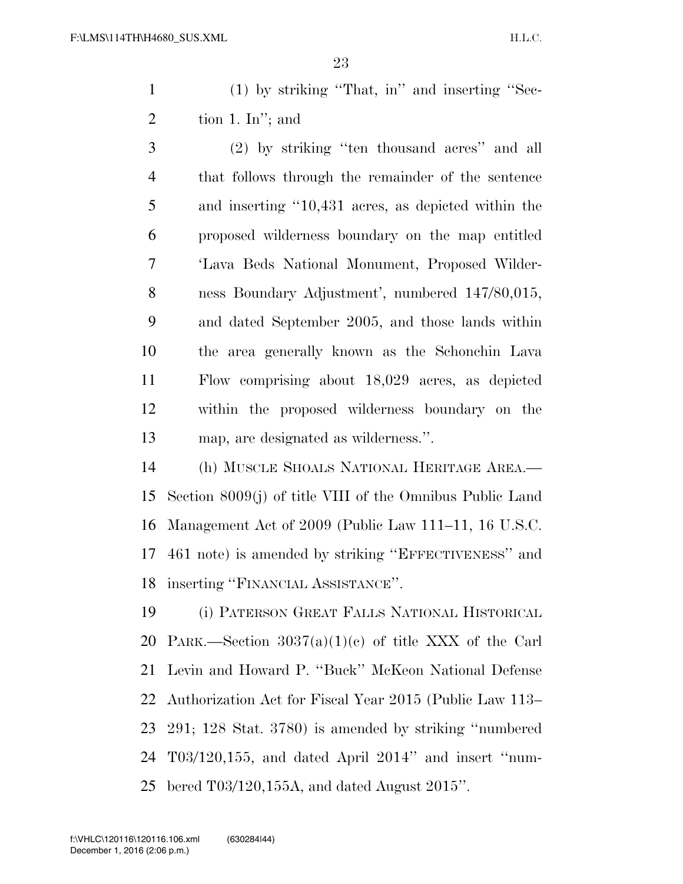(1) by striking "That, in" and inserting "Section 1. In"; and

(2) by striking "ten thousand acres" and all that follows through the remainder of the sentence and inserting "10,431 acres, as depicted within the proposed wilderness boundary on the map entitled 'Lava Beds National Monument, Proposed Wilderness Boundary Adjustment', numbered 147/80,015, and dated September 2005, and those lands within the area generally known as the Schonchin Lava Flow comprising about 18,029 acres, as depicted within the proposed wilderness boundary on the map, are designated as wilderness.".

(h) MUSCLE SHOALS NATIONAL HERITAGE AREA.—Section 8009(j) of title VIII of the Omnibus Public Land Management Act of 2009 (Public Law 111–11, 16 U.S.C. 461 note) is amended by striking "EFFECTIVENESS" and inserting "FINANCIAL ASSISTANCE".

(i) PATERSON GREAT FALLS NATIONAL HISTORICAL PARK.—Section 3037(a)(1)(c) of title XXX of the Carl Levin and Howard P. "Buck" McKeon National Defense Authorization Act for Fiscal Year 2015 (Public Law 113–291; 128 Stat. 3780) is amended by striking "numbered T03/120,155, and dated April 2014" and insert "numbered T03/120,155A, and dated August 2015".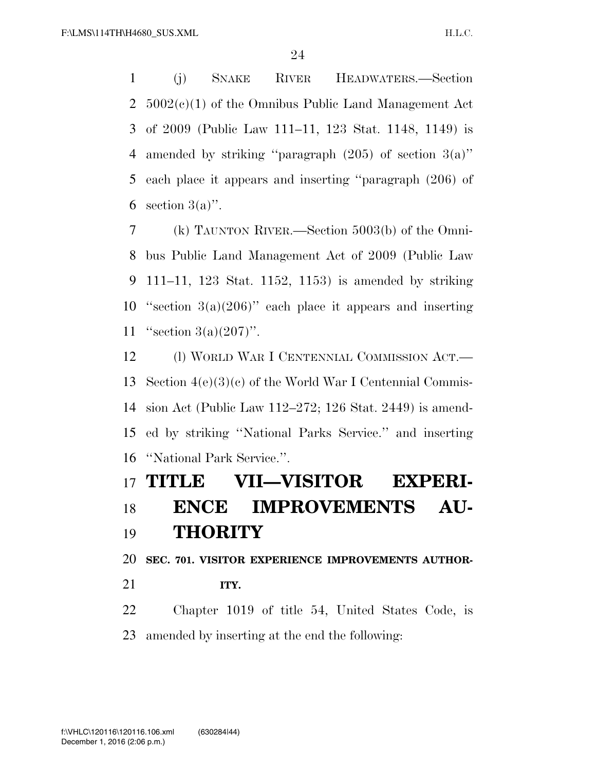(j) SNAKE RIVER HEADWATERS.—Section 5002(c)(1) of the Omnibus Public Land Management Act of 2009 (Public Law 111–11, 123 Stat. 1148, 1149) is amended by striking "paragraph (205) of section 3(a)" each place it appears and inserting "paragraph (206) of section 3(a)".

(k) TAUNTON RIVER.—Section 5003(b) of the Omnibus Public Land Management Act of 2009 (Public Law 111–11, 123 Stat. 1152, 1153) is amended by striking "section 3(a)(206)" each place it appears and inserting "section 3(a)(207)".

(l) WORLD WAR I CENTENNIAL COMMISSION ACT.—Section 4(e)(3)(c) of the World War I Centennial Commission Act (Public Law 112–272; 126 Stat. 2449) is amended by striking "National Parks Service." and inserting "National Park Service.".

# TITLE VII—VISITOR EXPERIENCE IMPROVEMENTS AUTHORITY

## SEC. 701. VISITOR EXPERIENCE IMPROVEMENTS AUTHORITY.

Chapter 1019 of title 54, United States Code, is amended by inserting at the end the following: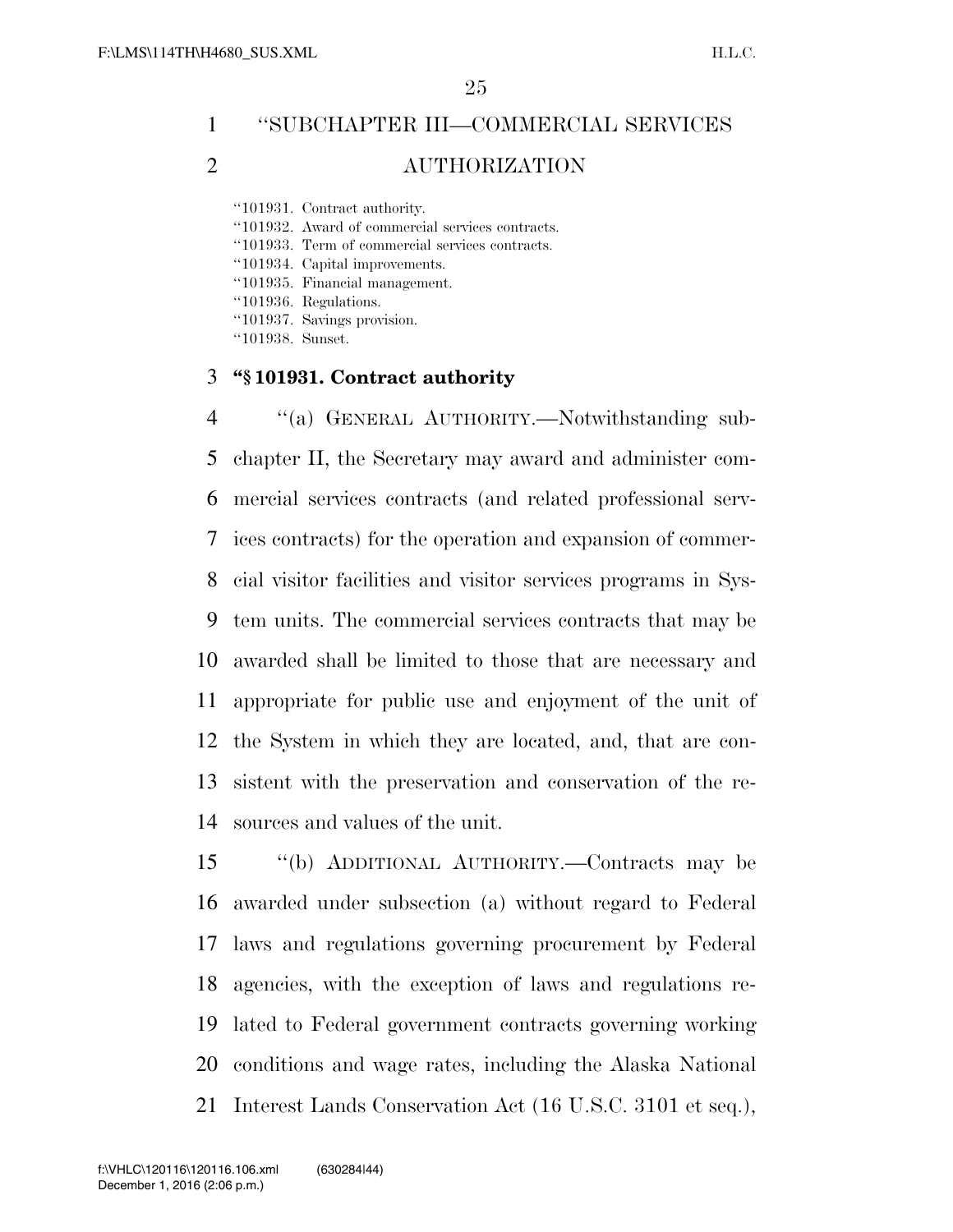"SUBCHAPTER III—COMMERCIAL SERVICES AUTHORIZATION

"101931. Contract authority.
"101932. Award of commercial services contracts.
"101933. Term of commercial services contracts.
"101934. Capital improvements.
"101935. Financial management.
"101936. Regulations.
"101937. Savings provision.
"101938. Sunset.

**"§ 101931. Contract authority**

"(a) GENERAL AUTHORITY.—Notwithstanding subchapter II, the Secretary may award and administer commercial services contracts (and related professional services contracts) for the operation and expansion of commercial visitor facilities and visitor services programs in System units. The commercial services contracts that may be awarded shall be limited to those that are necessary and appropriate for public use and enjoyment of the unit of the System in which they are located, and, that are consistent with the preservation and conservation of the resources and values of the unit.

"(b) ADDITIONAL AUTHORITY.—Contracts may be awarded under subsection (a) without regard to Federal laws and regulations governing procurement by Federal agencies, with the exception of laws and regulations related to Federal government contracts governing working conditions and wage rates, including the Alaska National Interest Lands Conservation Act (16 U.S.C. 3101 et seq.),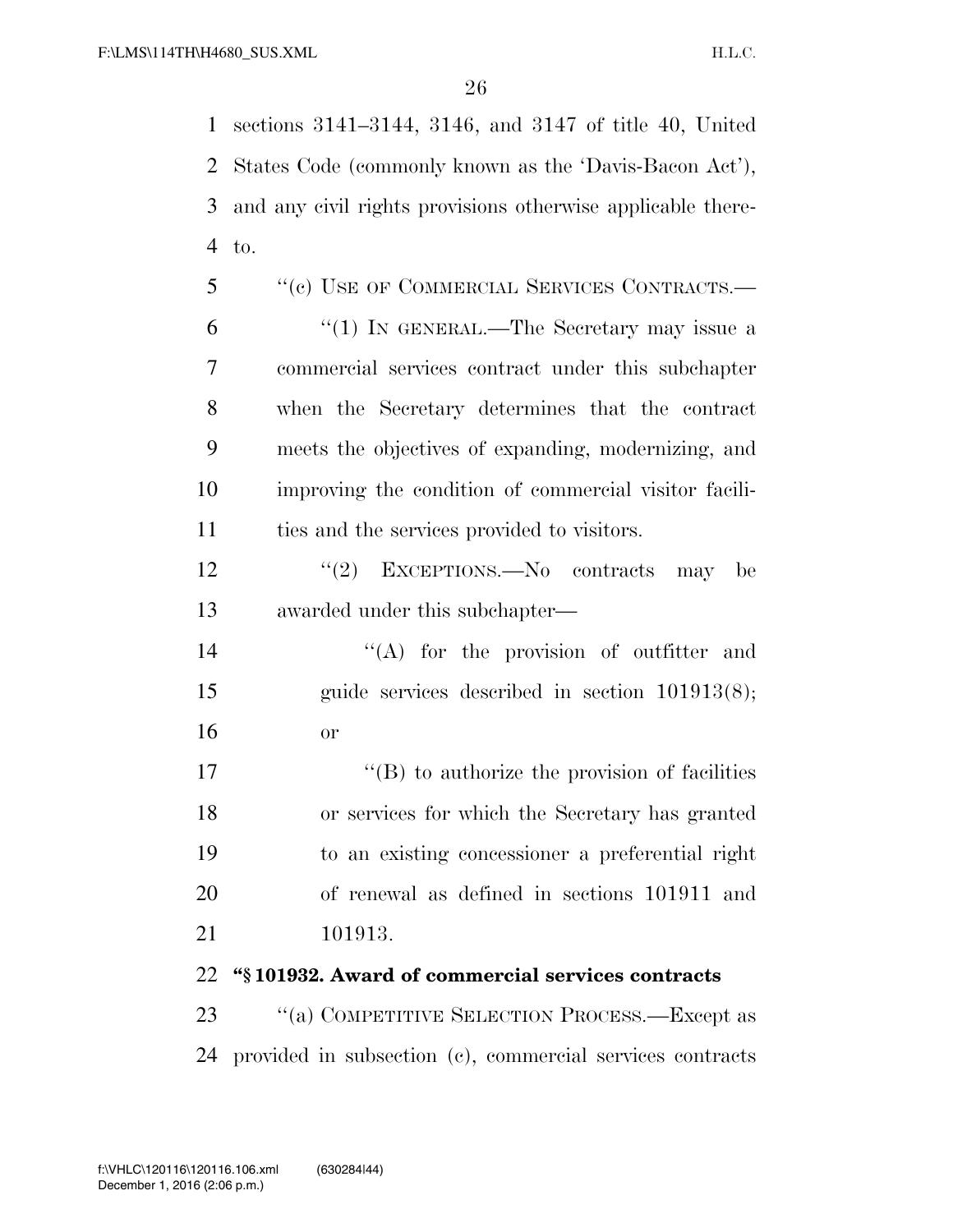sections 3141–3144, 3146, and 3147 of title 40, United States Code (commonly known as the 'Davis-Bacon Act'), and any civil rights provisions otherwise applicable thereto.

"(c) USE OF COMMERCIAL SERVICES CONTRACTS.—

"(1) IN GENERAL.—The Secretary may issue a commercial services contract under this subchapter when the Secretary determines that the contract meets the objectives of expanding, modernizing, and improving the condition of commercial visitor facilities and the services provided to visitors.

"(2) EXCEPTIONS.—No contracts may be awarded under this subchapter—

"(A) for the provision of outfitter and guide services described in section 101913(8); or

"(B) to authorize the provision of facilities or services for which the Secretary has granted to an existing concessioner a preferential right of renewal as defined in sections 101911 and 101913.

**"§ 101932. Award of commercial services contracts**

"(a) COMPETITIVE SELECTION PROCESS.—Except as provided in subsection (c), commercial services contracts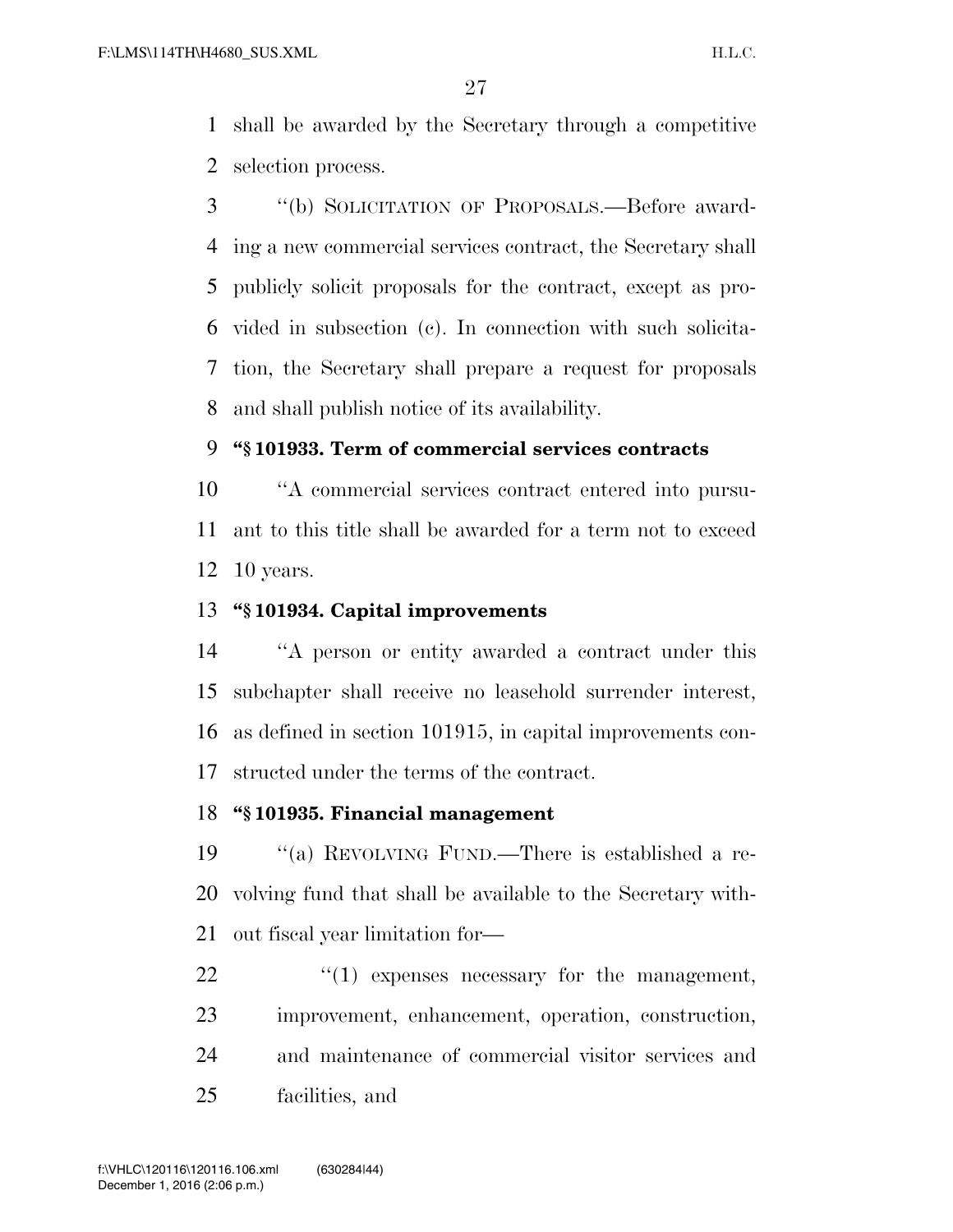shall be awarded by the Secretary through a competitive selection process.

"(b) SOLICITATION OF PROPOSALS.—Before awarding a new commercial services contract, the Secretary shall publicly solicit proposals for the contract, except as provided in subsection (c). In connection with such solicitation, the Secretary shall prepare a request for proposals and shall publish notice of its availability.

**"§ 101933. Term of commercial services contracts**

"A commercial services contract entered into pursuant to this title shall be awarded for a term not to exceed 10 years.

**"§ 101934. Capital improvements**

"A person or entity awarded a contract under this subchapter shall receive no leasehold surrender interest, as defined in section 101915, in capital improvements constructed under the terms of the contract.

**"§ 101935. Financial management**

"(a) REVOLVING FUND.—There is established a revolving fund that shall be available to the Secretary without fiscal year limitation for—

"(1) expenses necessary for the management, improvement, enhancement, operation, construction, and maintenance of commercial visitor services and facilities, and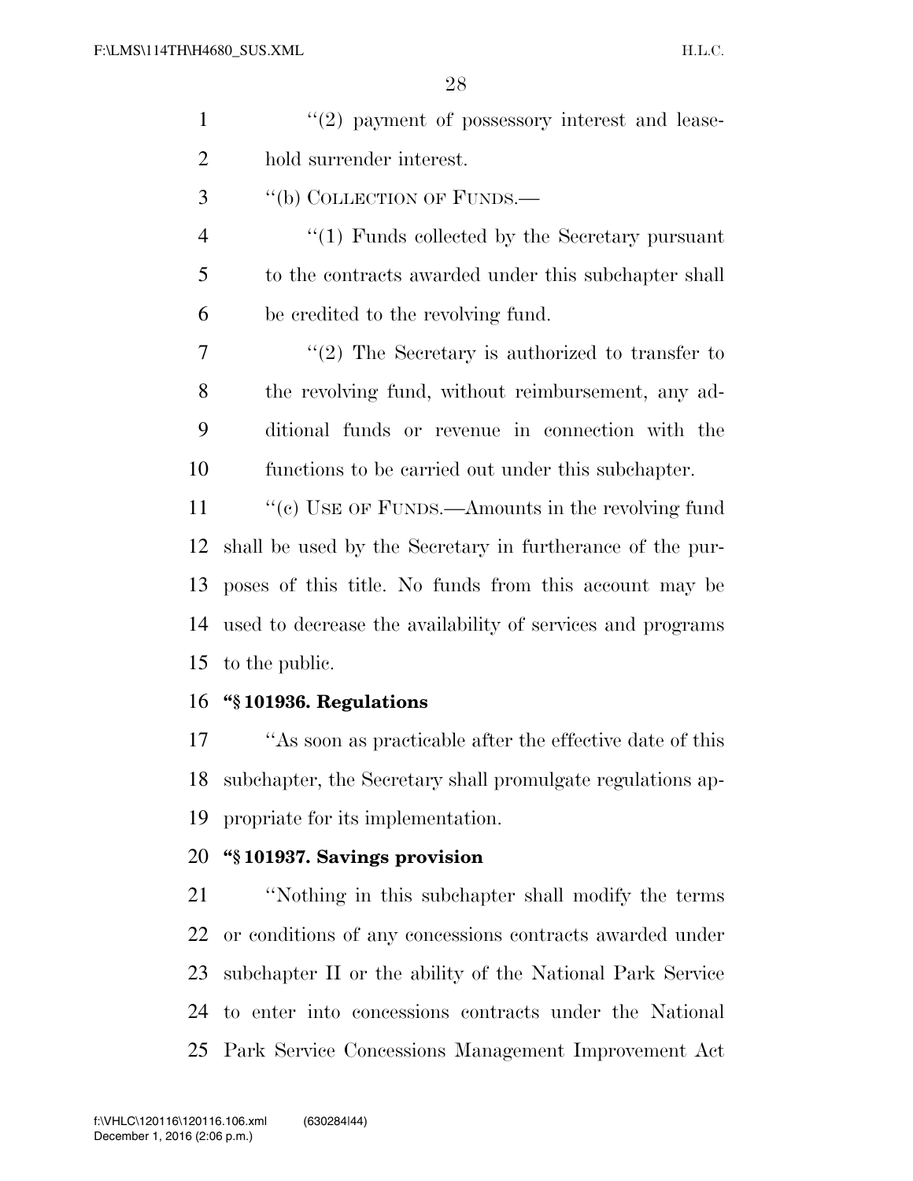"(2) payment of possessory interest and leasehold surrender interest.

"(b) COLLECTION OF FUNDS.—

"(1) Funds collected by the Secretary pursuant to the contracts awarded under this subchapter shall be credited to the revolving fund.

"(2) The Secretary is authorized to transfer to the revolving fund, without reimbursement, any additional funds or revenue in connection with the functions to be carried out under this subchapter.

"(c) USE OF FUNDS.—Amounts in the revolving fund shall be used by the Secretary in furtherance of the purposes of this title. No funds from this account may be used to decrease the availability of services and programs to the public.

**"§ 101936. Regulations**

"As soon as practicable after the effective date of this subchapter, the Secretary shall promulgate regulations appropriate for its implementation.

**"§ 101937. Savings provision**

"Nothing in this subchapter shall modify the terms or conditions of any concessions contracts awarded under subchapter II or the ability of the National Park Service to enter into concessions contracts under the National Park Service Concessions Management Improvement Act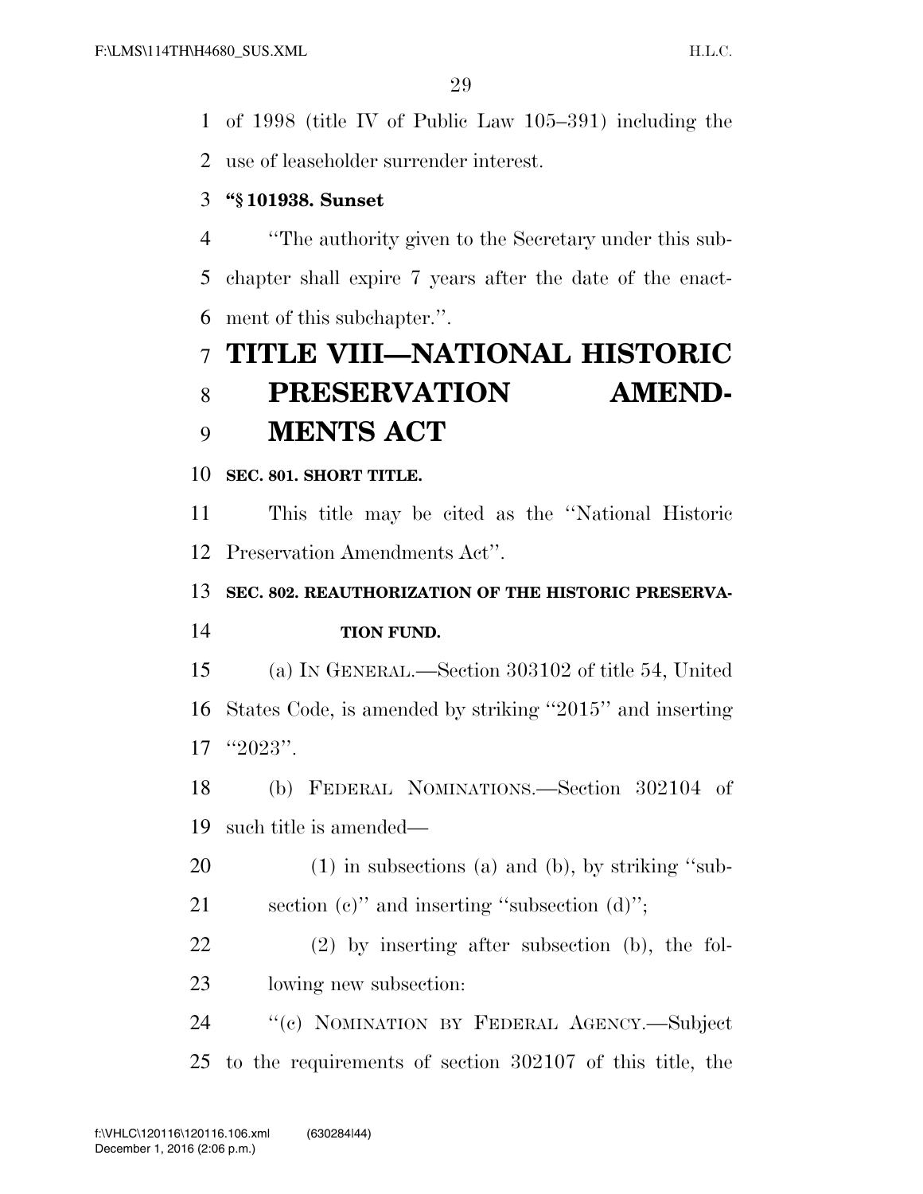of 1998 (title IV of Public Law 105–391) including the use of leaseholder surrender interest.

**"§ 101938. Sunset**

"The authority given to the Secretary under this subchapter shall expire 7 years after the date of the enactment of this subchapter.".

# TITLE VIII—NATIONAL HISTORIC PRESERVATION AMENDMENTS ACT

**SEC. 801. SHORT TITLE.**

This title may be cited as the "National Historic Preservation Amendments Act".

**SEC. 802. REAUTHORIZATION OF THE HISTORIC PRESERVATION FUND.**

(a) IN GENERAL.—Section 303102 of title 54, United States Code, is amended by striking "2015" and inserting "2023".

(b) FEDERAL NOMINATIONS.—Section 302104 of such title is amended—

(1) in subsections (a) and (b), by striking "subsection (c)" and inserting "subsection (d)";

(2) by inserting after subsection (b), the following new subsection:

"(c) NOMINATION BY FEDERAL AGENCY.—Subject to the requirements of section 302107 of this title, the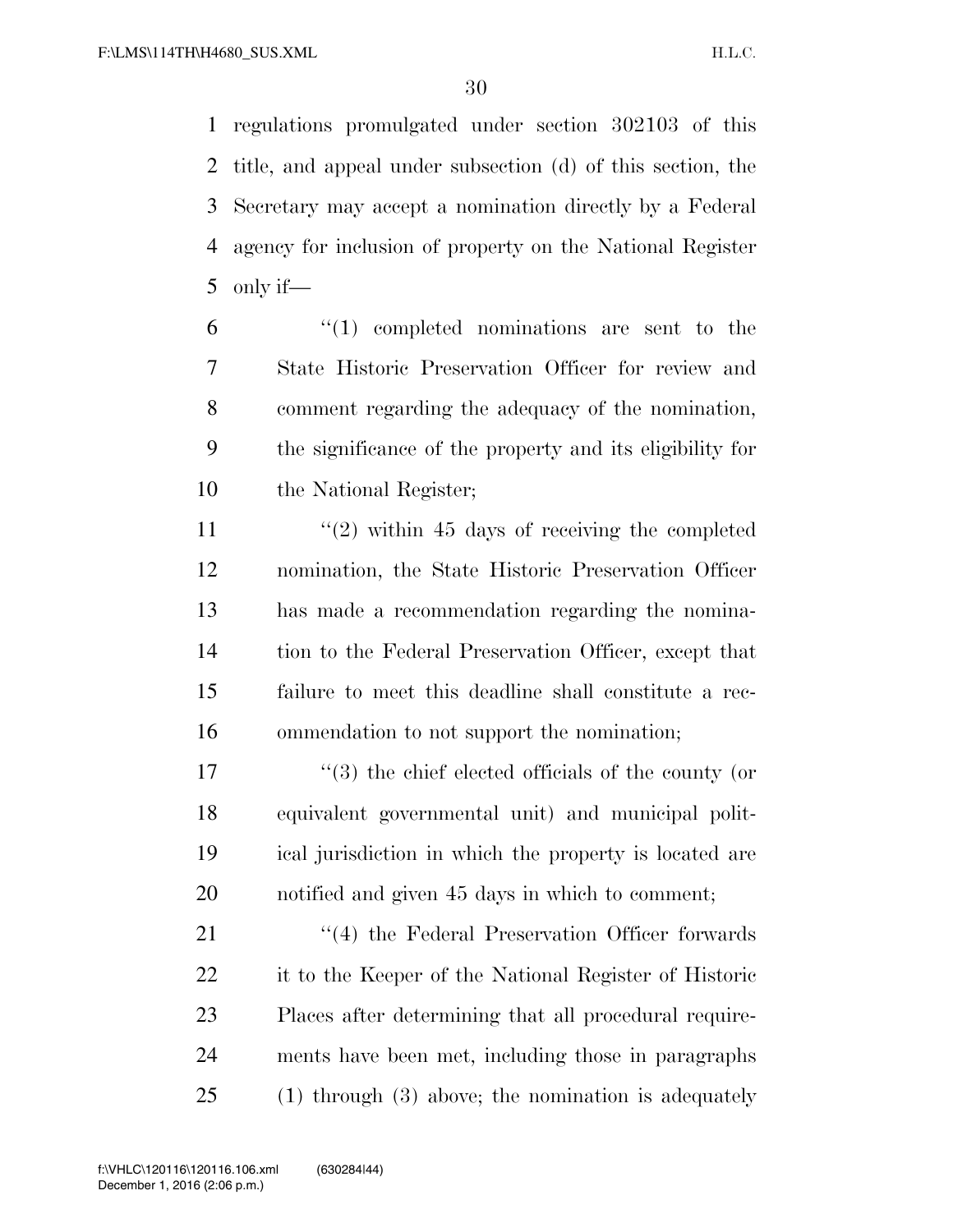regulations promulgated under section 302103 of this title, and appeal under subsection (d) of this section, the Secretary may accept a nomination directly by a Federal agency for inclusion of property on the National Register only if—

"(1) completed nominations are sent to the State Historic Preservation Officer for review and comment regarding the adequacy of the nomination, the significance of the property and its eligibility for the National Register;

"(2) within 45 days of receiving the completed nomination, the State Historic Preservation Officer has made a recommendation regarding the nomination to the Federal Preservation Officer, except that failure to meet this deadline shall constitute a recommendation to not support the nomination;

"(3) the chief elected officials of the county (or equivalent governmental unit) and municipal political jurisdiction in which the property is located are notified and given 45 days in which to comment;

"(4) the Federal Preservation Officer forwards it to the Keeper of the National Register of Historic Places after determining that all procedural requirements have been met, including those in paragraphs (1) through (3) above; the nomination is adequately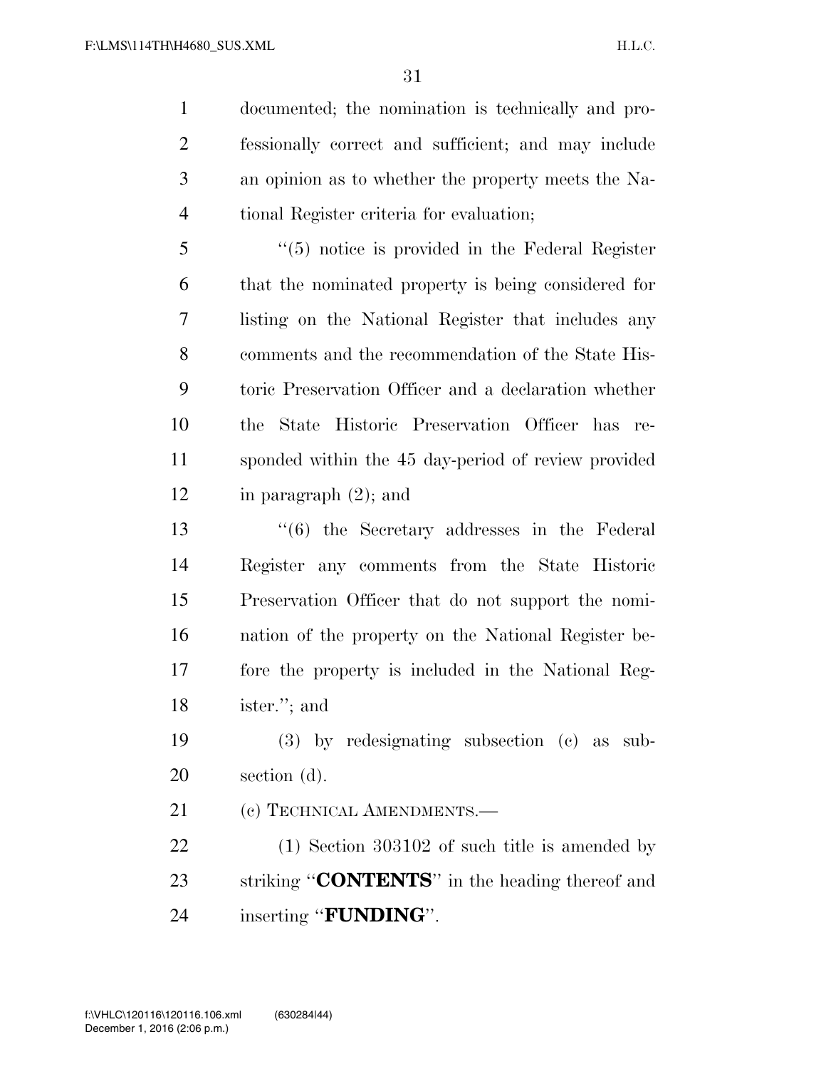documented; the nomination is technically and professionally correct and sufficient; and may include an opinion as to whether the property meets the National Register criteria for evaluation;

"(5) notice is provided in the Federal Register that the nominated property is being considered for listing on the National Register that includes any comments and the recommendation of the State Historic Preservation Officer and a declaration whether the State Historic Preservation Officer has responded within the 45 day-period of review provided in paragraph (2); and

"(6) the Secretary addresses in the Federal Register any comments from the State Historic Preservation Officer that do not support the nomination of the property on the National Register before the property is included in the National Register."; and

(3) by redesignating subsection (c) as subsection (d).

(c) TECHNICAL AMENDMENTS.—

(1) Section 303102 of such title is amended by striking "**CONTENTS**" in the heading thereof and inserting "**FUNDING**".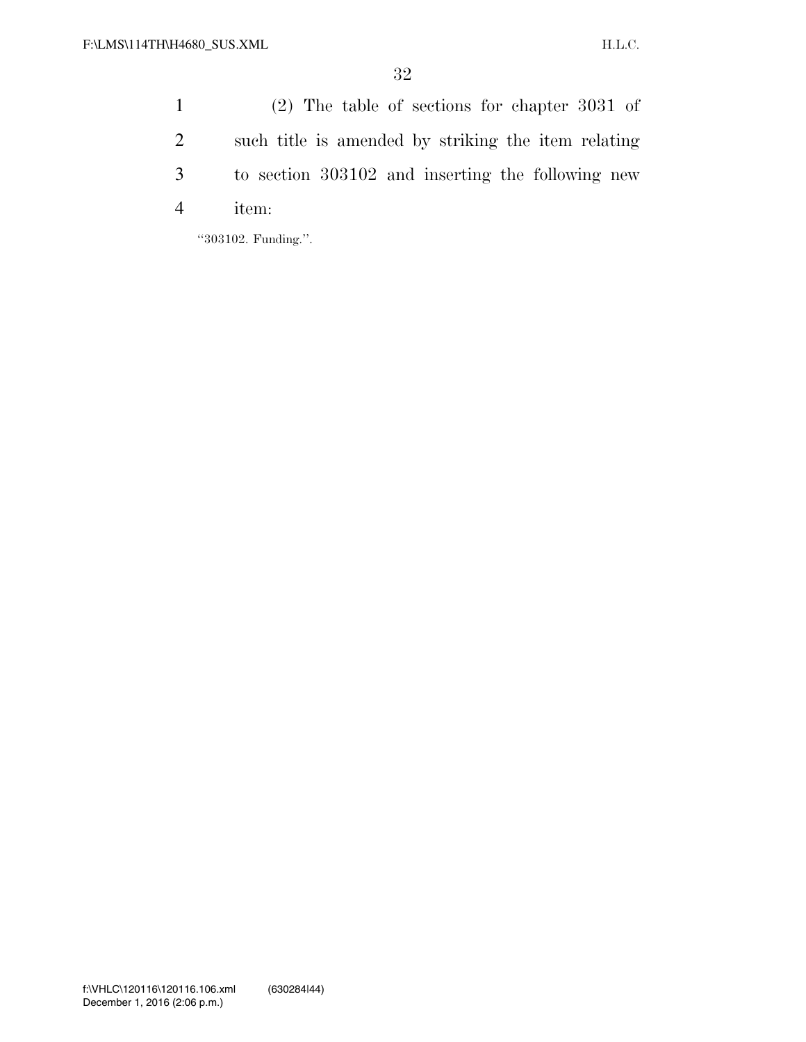(2) The table of sections for chapter 3031 of such title is amended by striking the item relating to section 303102 and inserting the following new item:

"303102. Funding.".